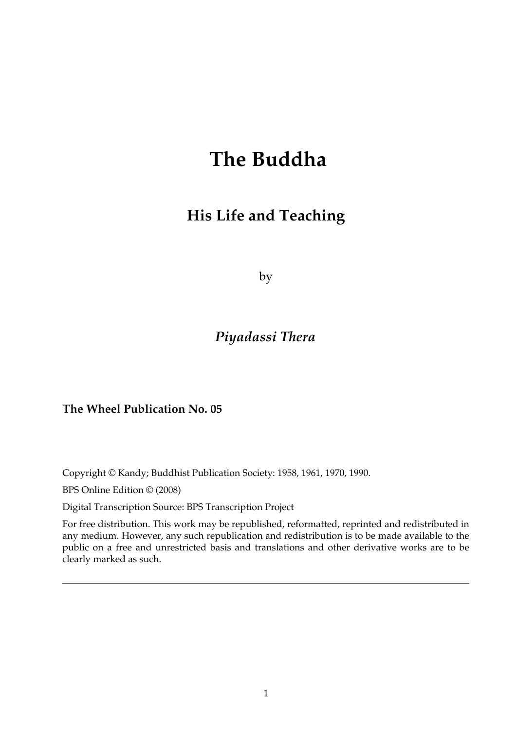# The Buddha

## His Life and Teaching

by

*Piyadassi Thera*

**The Wheel Publication No. 05**

Copyright © Kandy; Buddhist Publication Society: 1958, 1961, 1970, 1990.

BPS Online Edition © (2008)

Digital Transcription Source: BPS Transcription Project

For free distribution. This work may be republished, reformatted, reprinted and redistributed in any medium. However, any such republication and redistribution is to be made available to the public on a free and unrestricted basis and translations and other derivative works are to be clearly marked as such.

---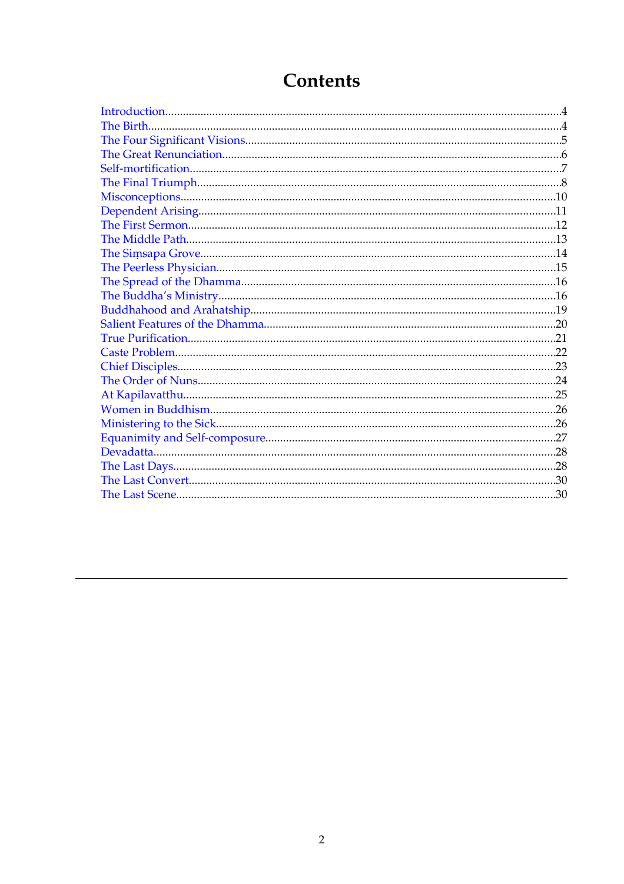# Contents

- Introduction....4
- The Birth....4
- The Four Significant Visions....5
- The Great Renunciation....6
- Self-mortification....7
- The Final Triumph....8
- Misconceptions....10
- Dependent Arising....11
- The First Sermon....12
- The Middle Path....13
- The Siṃsapa Grove....14
- The Peerless Physician....15
- The Spread of the Dhamma....16
- The Buddha's Ministry....16
- Buddhahood and Arahatship....19
- Salient Features of the Dhamma....20
- True Purification....21
- Caste Problem....22
- Chief Disciples....23
- The Order of Nuns....24
- At Kapilavatthu....25
- Women in Buddhism....26
- Ministering to the Sick....26
- Equanimity and Self-composure....27
- Devadatta....28
- The Last Days....28
- The Last Convert....30
- The Last Scene....30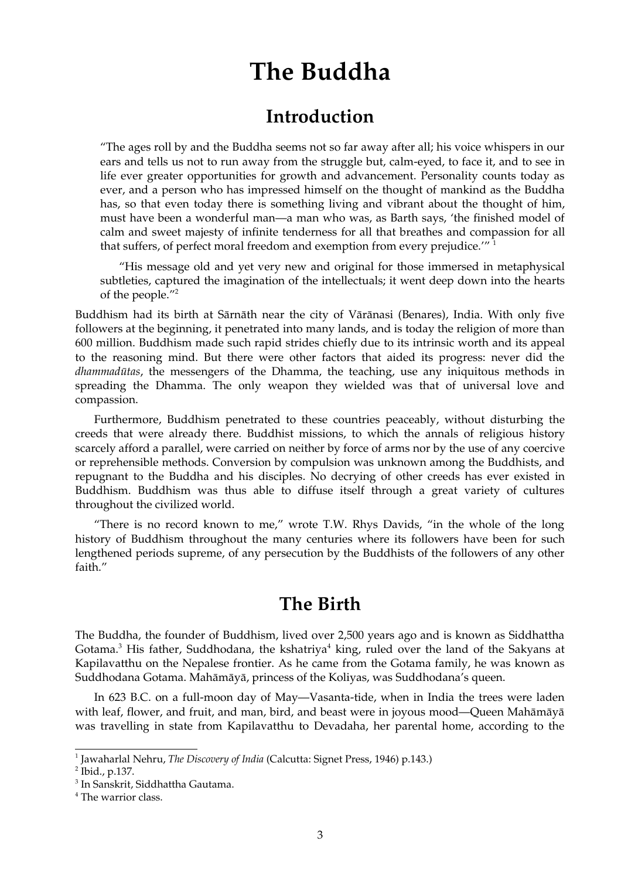# The Buddha

## Introduction

> "The ages roll by and the Buddha seems not so far away after all; his voice whispers in our ears and tells us not to run away from the struggle but, calm-eyed, to face it, and to see in life ever greater opportunities for growth and advancement. Personality counts today as ever, and a person who has impressed himself on the thought of mankind as the Buddha has, so that even today there is something living and vibrant about the thought of him, must have been a wonderful man—a man who was, as Barth says, 'the finished model of calm and sweet majesty of infinite tenderness for all that breathes and compassion for all that suffers, of perfect moral freedom and exemption from every prejudice.'" [1]
>
> "His message old and yet very new and original for those immersed in metaphysical subtleties, captured the imagination of the intellectuals; it went deep down into the hearts of the people."[2]

Buddhism had its birth at Sārnāth near the city of Vārānasi (Benares), India. With only five followers at the beginning, it penetrated into many lands, and is today the religion of more than 600 million. Buddhism made such rapid strides chiefly due to its intrinsic worth and its appeal to the reasoning mind. But there were other factors that aided its progress: never did the *dhammadūtas*, the messengers of the Dhamma, the teaching, use any iniquitous methods in spreading the Dhamma. The only weapon they wielded was that of universal love and compassion.

Furthermore, Buddhism penetrated to these countries peaceably, without disturbing the creeds that were already there. Buddhist missions, to which the annals of religious history scarcely afford a parallel, were carried on neither by force of arms nor by the use of any coercive or reprehensible methods. Conversion by compulsion was unknown among the Buddhists, and repugnant to the Buddha and his disciples. No decrying of other creeds has ever existed in Buddhism. Buddhism was thus able to diffuse itself through a great variety of cultures throughout the civilized world.

"There is no record known to me," wrote T.W. Rhys Davids, "in the whole of the long history of Buddhism throughout the many centuries where its followers have been for such lengthened periods supreme, of any persecution by the Buddhists of the followers of any other faith."

## The Birth

The Buddha, the founder of Buddhism, lived over 2,500 years ago and is known as Siddhattha Gotama.[3] His father, Suddhodana, the kshatriya[4] king, ruled over the land of the Sakyans at Kapilavatthu on the Nepalese frontier. As he came from the Gotama family, he was known as Suddhodana Gotama. Mahāmāyā, princess of the Koliyas, was Suddhodana's queen.

In 623 B.C. on a full-moon day of May—Vasanta-tide, when in India the trees were laden with leaf, flower, and fruit, and man, bird, and beast were in joyous mood—Queen Mahāmāyā was travelling in state from Kapilavatthu to Devadaha, her parental home, according to the

---

[1] Jawaharlal Nehru, *The Discovery of India* (Calcutta: Signet Press, 1946) p.143.)

[2] Ibid., p.137.

[3] In Sanskrit, Siddhattha Gautama.

[4] The warrior class.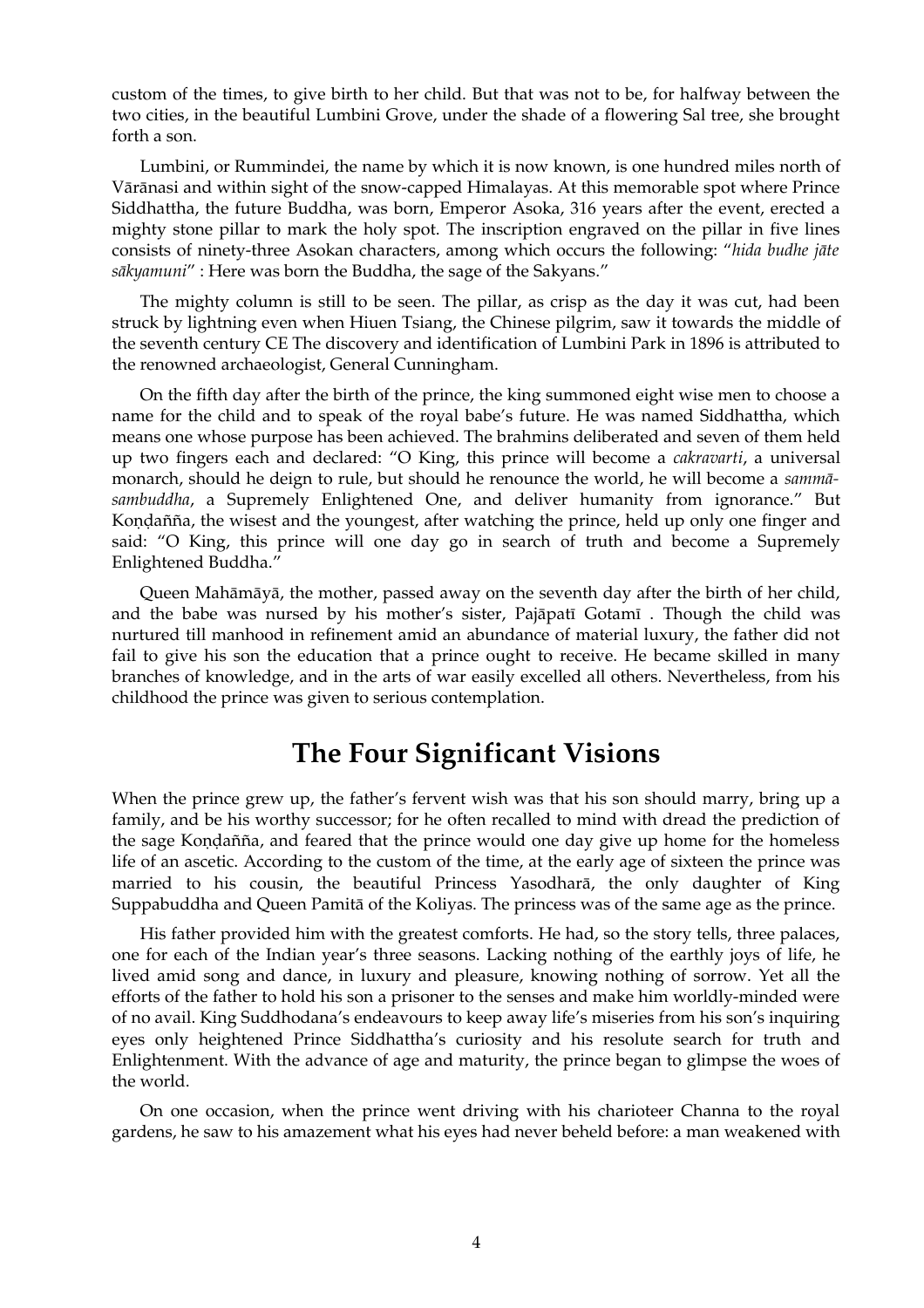custom of the times, to give birth to her child. But that was not to be, for halfway between the two cities, in the beautiful Lumbini Grove, under the shade of a flowering Sal tree, she brought forth a son.

Lumbini, or Rummindei, the name by which it is now known, is one hundred miles north of Vārānasi and within sight of the snow-capped Himalayas. At this memorable spot where Prince Siddhattha, the future Buddha, was born, Emperor Asoka, 316 years after the event, erected a mighty stone pillar to mark the holy spot. The inscription engraved on the pillar in five lines consists of ninety-three Asokan characters, among which occurs the following: "*hida budhe jāte sākyamuni*" : Here was born the Buddha, the sage of the Sakyans."

The mighty column is still to be seen. The pillar, as crisp as the day it was cut, had been struck by lightning even when Hiuen Tsiang, the Chinese pilgrim, saw it towards the middle of the seventh century CE The discovery and identification of Lumbini Park in 1896 is attributed to the renowned archaeologist, General Cunningham.

On the fifth day after the birth of the prince, the king summoned eight wise men to choose a name for the child and to speak of the royal babe's future. He was named Siddhattha, which means one whose purpose has been achieved. The brahmins deliberated and seven of them held up two fingers each and declared: "O King, this prince will become a *cakravarti*, a universal monarch, should he deign to rule, but should he renounce the world, he will become a *sammā-sambuddha*, a Supremely Enlightened One, and deliver humanity from ignorance." But Koṇḍañña, the wisest and the youngest, after watching the prince, held up only one finger and said: "O King, this prince will one day go in search of truth and become a Supremely Enlightened Buddha."

Queen Mahāmāyā, the mother, passed away on the seventh day after the birth of her child, and the babe was nursed by his mother's sister, Pajāpatī Gotamī . Though the child was nurtured till manhood in refinement amid an abundance of material luxury, the father did not fail to give his son the education that a prince ought to receive. He became skilled in many branches of knowledge, and in the arts of war easily excelled all others. Nevertheless, from his childhood the prince was given to serious contemplation.

## The Four Significant Visions

When the prince grew up, the father's fervent wish was that his son should marry, bring up a family, and be his worthy successor; for he often recalled to mind with dread the prediction of the sage Koṇḍañña, and feared that the prince would one day give up home for the homeless life of an ascetic. According to the custom of the time, at the early age of sixteen the prince was married to his cousin, the beautiful Princess Yasodharā, the only daughter of King Suppabuddha and Queen Pamitā of the Koliyas. The princess was of the same age as the prince.

His father provided him with the greatest comforts. He had, so the story tells, three palaces, one for each of the Indian year's three seasons. Lacking nothing of the earthly joys of life, he lived amid song and dance, in luxury and pleasure, knowing nothing of sorrow. Yet all the efforts of the father to hold his son a prisoner to the senses and make him worldly-minded were of no avail. King Suddhodana's endeavours to keep away life's miseries from his son's inquiring eyes only heightened Prince Siddhattha's curiosity and his resolute search for truth and Enlightenment. With the advance of age and maturity, the prince began to glimpse the woes of the world.

On one occasion, when the prince went driving with his charioteer Channa to the royal gardens, he saw to his amazement what his eyes had never beheld before: a man weakened with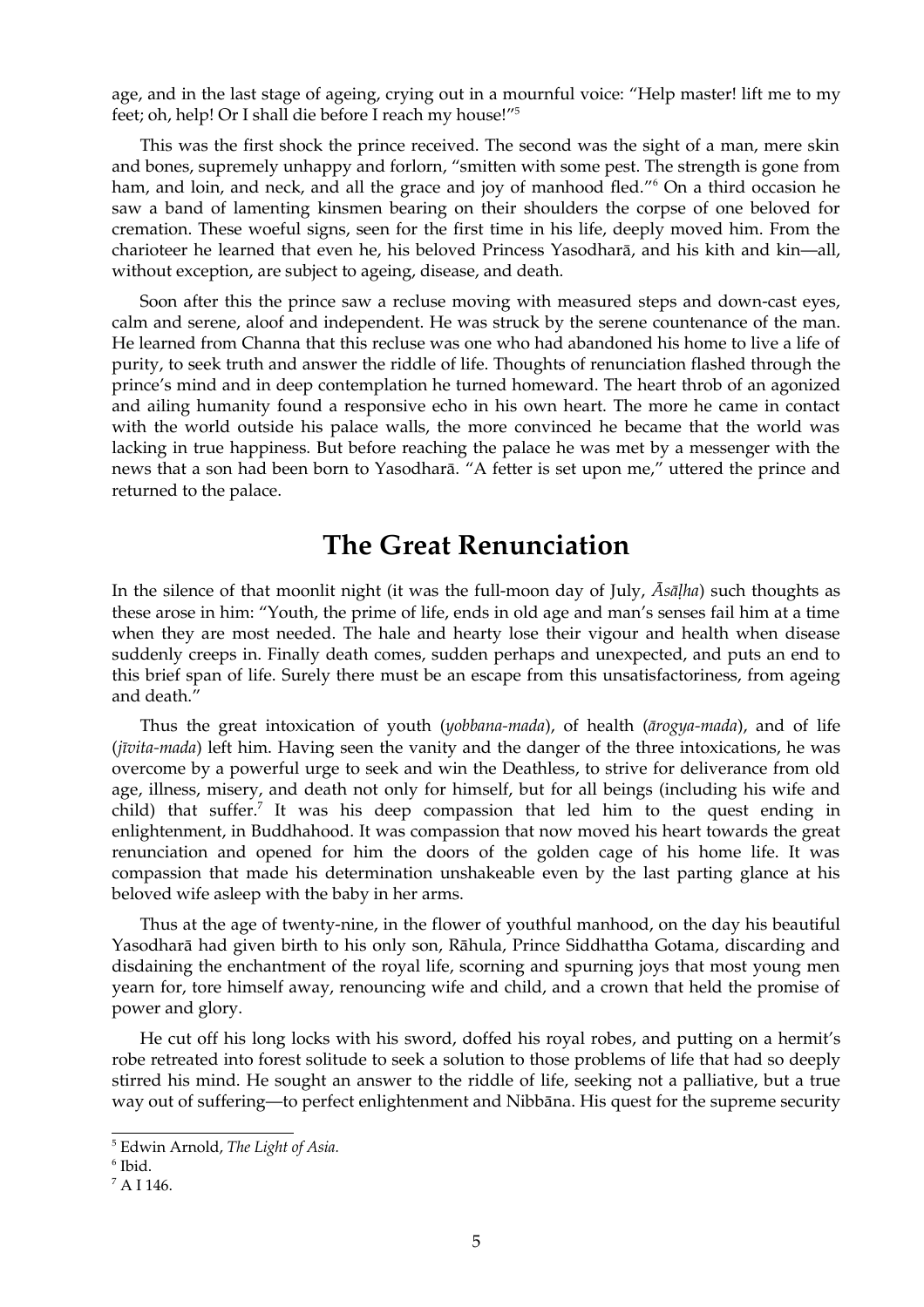age, and in the last stage of ageing, crying out in a mournful voice: "Help master! lift me to my feet; oh, help! Or I shall die before I reach my house!"[5]

This was the first shock the prince received. The second was the sight of a man, mere skin and bones, supremely unhappy and forlorn, "smitten with some pest. The strength is gone from ham, and loin, and neck, and all the grace and joy of manhood fled."[6] On a third occasion he saw a band of lamenting kinsmen bearing on their shoulders the corpse of one beloved for cremation. These woeful signs, seen for the first time in his life, deeply moved him. From the charioteer he learned that even he, his beloved Princess Yasodharā, and his kith and kin—all, without exception, are subject to ageing, disease, and death.

Soon after this the prince saw a recluse moving with measured steps and down-cast eyes, calm and serene, aloof and independent. He was struck by the serene countenance of the man. He learned from Channa that this recluse was one who had abandoned his home to live a life of purity, to seek truth and answer the riddle of life. Thoughts of renunciation flashed through the prince's mind and in deep contemplation he turned homeward. The heart throb of an agonized and ailing humanity found a responsive echo in his own heart. The more he came in contact with the world outside his palace walls, the more convinced he became that the world was lacking in true happiness. But before reaching the palace he was met by a messenger with the news that a son had been born to Yasodharā. "A fetter is set upon me," uttered the prince and returned to the palace.

## The Great Renunciation

In the silence of that moonlit night (it was the full-moon day of July, *Āsāḷha*) such thoughts as these arose in him: "Youth, the prime of life, ends in old age and man's senses fail him at a time when they are most needed. The hale and hearty lose their vigour and health when disease suddenly creeps in. Finally death comes, sudden perhaps and unexpected, and puts an end to this brief span of life. Surely there must be an escape from this unsatisfactoriness, from ageing and death."

Thus the great intoxication of youth (*yobbana-mada*), of health (*ārogya-mada*), and of life (*jīvita-mada*) left him. Having seen the vanity and the danger of the three intoxications, he was overcome by a powerful urge to seek and win the Deathless, to strive for deliverance from old age, illness, misery, and death not only for himself, but for all beings (including his wife and child) that suffer.[7] It was his deep compassion that led him to the quest ending in enlightenment, in Buddhahood. It was compassion that now moved his heart towards the great renunciation and opened for him the doors of the golden cage of his home life. It was compassion that made his determination unshakeable even by the last parting glance at his beloved wife asleep with the baby in her arms.

Thus at the age of twenty-nine, in the flower of youthful manhood, on the day his beautiful Yasodharā had given birth to his only son, Rāhula, Prince Siddhattha Gotama, discarding and disdaining the enchantment of the royal life, scorning and spurning joys that most young men yearn for, tore himself away, renouncing wife and child, and a crown that held the promise of power and glory.

He cut off his long locks with his sword, doffed his royal robes, and putting on a hermit's robe retreated into forest solitude to seek a solution to those problems of life that had so deeply stirred his mind. He sought an answer to the riddle of life, seeking not a palliative, but a true way out of suffering—to perfect enlightenment and Nibbāna. His quest for the supreme security

---

[5] Edwin Arnold, *The Light of Asia.*

[6] Ibid.

[7] A I 146.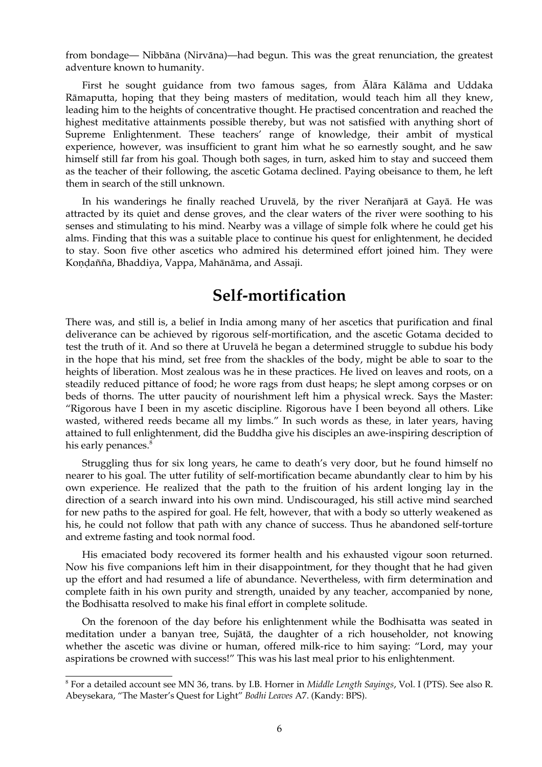from bondage— Nibbāna (Nirvāna)—had begun. This was the great renunciation, the greatest adventure known to humanity.

First he sought guidance from two famous sages, from Ālāra Kālāma and Uddaka Rāmaputta, hoping that they being masters of meditation, would teach him all they knew, leading him to the heights of concentrative thought. He practised concentration and reached the highest meditative attainments possible thereby, but was not satisfied with anything short of Supreme Enlightenment. These teachers' range of knowledge, their ambit of mystical experience, however, was insufficient to grant him what he so earnestly sought, and he saw himself still far from his goal. Though both sages, in turn, asked him to stay and succeed them as the teacher of their following, the ascetic Gotama declined. Paying obeisance to them, he left them in search of the still unknown.

In his wanderings he finally reached Uruvelā, by the river Nerañjarā at Gayā. He was attracted by its quiet and dense groves, and the clear waters of the river were soothing to his senses and stimulating to his mind. Nearby was a village of simple folk where he could get his alms. Finding that this was a suitable place to continue his quest for enlightenment, he decided to stay. Soon five other ascetics who admired his determined effort joined him. They were Koṇḍañña, Bhaddiya, Vappa, Mahānāma, and Assaji.

## Self-mortification

There was, and still is, a belief in India among many of her ascetics that purification and final deliverance can be achieved by rigorous self-mortification, and the ascetic Gotama decided to test the truth of it. And so there at Uruvelā he began a determined struggle to subdue his body in the hope that his mind, set free from the shackles of the body, might be able to soar to the heights of liberation. Most zealous was he in these practices. He lived on leaves and roots, on a steadily reduced pittance of food; he wore rags from dust heaps; he slept among corpses or on beds of thorns. The utter paucity of nourishment left him a physical wreck. Says the Master: "Rigorous have I been in my ascetic discipline. Rigorous have I been beyond all others. Like wasted, withered reeds became all my limbs." In such words as these, in later years, having attained to full enlightenment, did the Buddha give his disciples an awe-inspiring description of his early penances.[8]

Struggling thus for six long years, he came to death's very door, but he found himself no nearer to his goal. The utter futility of self-mortification became abundantly clear to him by his own experience. He realized that the path to the fruition of his ardent longing lay in the direction of a search inward into his own mind. Undiscouraged, his still active mind searched for new paths to the aspired for goal. He felt, however, that with a body so utterly weakened as his, he could not follow that path with any chance of success. Thus he abandoned self-torture and extreme fasting and took normal food.

His emaciated body recovered its former health and his exhausted vigour soon returned. Now his five companions left him in their disappointment, for they thought that he had given up the effort and had resumed a life of abundance. Nevertheless, with firm determination and complete faith in his own purity and strength, unaided by any teacher, accompanied by none, the Bodhisatta resolved to make his final effort in complete solitude.

On the forenoon of the day before his enlightenment while the Bodhisatta was seated in meditation under a banyan tree, Sujātā, the daughter of a rich householder, not knowing whether the ascetic was divine or human, offered milk-rice to him saying: "Lord, may your aspirations be crowned with success!" This was his last meal prior to his enlightenment.

---

[8] For a detailed account see MN 36, trans. by I.B. Horner in *Middle Length Sayings*, Vol. I (PTS). See also R. Abeysekara, "The Master's Quest for Light" *Bodhi Leaves* A7. (Kandy: BPS).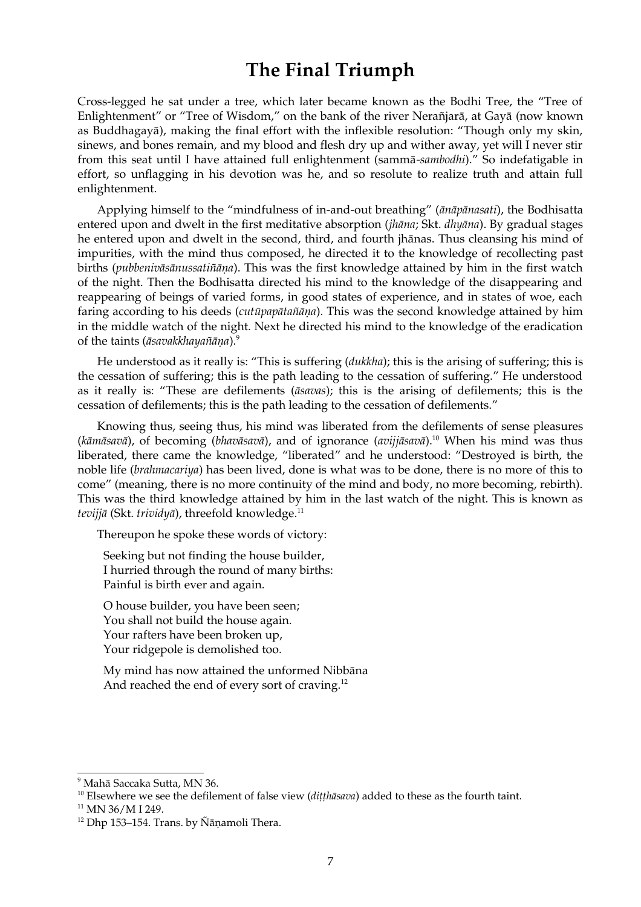# The Final Triumph

Cross-legged he sat under a tree, which later became known as the Bodhi Tree, the "Tree of Enlightenment" or "Tree of Wisdom," on the bank of the river Nerañjarā, at Gayā (now known as Buddhagayā), making the final effort with the inflexible resolution: "Though only my skin, sinews, and bones remain, and my blood and flesh dry up and wither away, yet will I never stir from this seat until I have attained full enlightenment (sammā-*sambodhi*)." So indefatigable in effort, so unflagging in his devotion was he, and so resolute to realize truth and attain full enlightenment.

Applying himself to the "mindfulness of in-and-out breathing" (*ānāpānasati*), the Bodhisatta entered upon and dwelt in the first meditative absorption (*jhāna*; Skt. *dhyāna*). By gradual stages he entered upon and dwelt in the second, third, and fourth jhānas. Thus cleansing his mind of impurities, with the mind thus composed, he directed it to the knowledge of recollecting past births (*pubbenivāsānussatiñāṇa*). This was the first knowledge attained by him in the first watch of the night. Then the Bodhisatta directed his mind to the knowledge of the disappearing and reappearing of beings of varied forms, in good states of experience, and in states of woe, each faring according to his deeds (*cutūpapātañāṇa*). This was the second knowledge attained by him in the middle watch of the night. Next he directed his mind to the knowledge of the eradication of the taints (*āsavakkhayañāṇa*).[9]

He understood as it really is: "This is suffering (*dukkha*); this is the arising of suffering; this is the cessation of suffering; this is the path leading to the cessation of suffering." He understood as it really is: "These are defilements (*āsavas*); this is the arising of defilements; this is the cessation of defilements; this is the path leading to the cessation of defilements."

Knowing thus, seeing thus, his mind was liberated from the defilements of sense pleasures (*kāmāsavā*), of becoming (*bhavāsavā*), and of ignorance (*avijjāsavā*).[10] When his mind was thus liberated, there came the knowledge, "liberated" and he understood: "Destroyed is birth, the noble life (*brahmacariya*) has been lived, done is what was to be done, there is no more of this to come" (meaning, there is no more continuity of the mind and body, no more becoming, rebirth). This was the third knowledge attained by him in the last watch of the night. This is known as *tevijjā* (Skt. *trividyā*), threefold knowledge.[11]

Thereupon he spoke these words of victory:

> Seeking but not finding the house builder,
> I hurried through the round of many births:
> Painful is birth ever and again.
>
> O house builder, you have been seen;
> You shall not build the house again.
> Your rafters have been broken up,
> Your ridgepole is demolished too.
>
> My mind has now attained the unformed Nibbāna
> And reached the end of every sort of craving.[12]

---

[9] Mahā Saccaka Sutta, MN 36.

[10] Elsewhere we see the defilement of false view (*diṭṭhāsava*) added to these as the fourth taint.

[11] MN 36/M I 249.

[12] Dhp 153–154. Trans. by Ñāṇamoli Thera.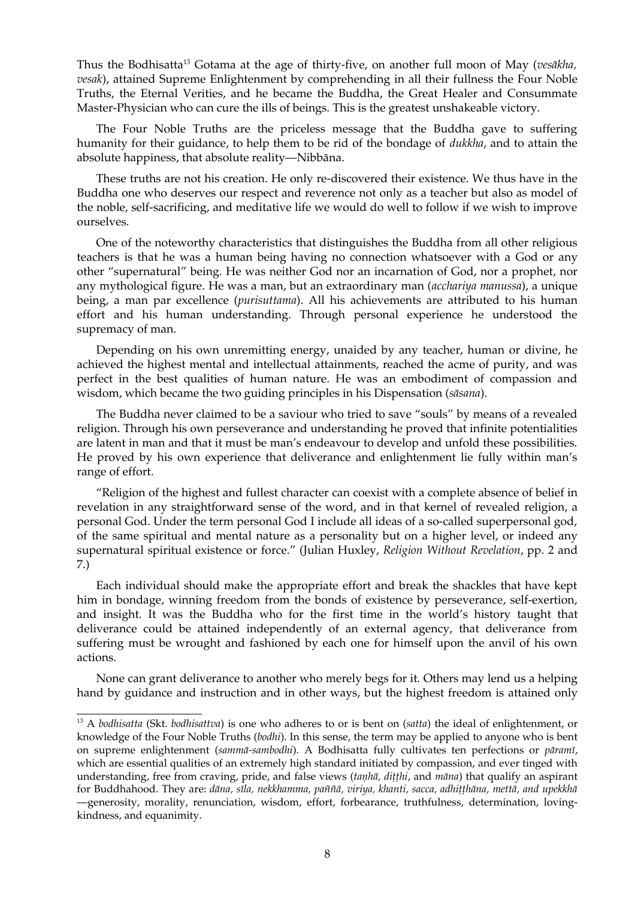Thus the Bodhisatta[13] Gotama at the age of thirty-five, on another full moon of May (*vesākha, vesak*), attained Supreme Enlightenment by comprehending in all their fullness the Four Noble Truths, the Eternal Verities, and he became the Buddha, the Great Healer and Consummate Master-Physician who can cure the ills of beings. This is the greatest unshakeable victory.

The Four Noble Truths are the priceless message that the Buddha gave to suffering humanity for their guidance, to help them to be rid of the bondage of *dukkha*, and to attain the absolute happiness, that absolute reality—Nibbāna.

These truths are not his creation. He only re-discovered their existence. We thus have in the Buddha one who deserves our respect and reverence not only as a teacher but also as model of the noble, self-sacrificing, and meditative life we would do well to follow if we wish to improve ourselves.

One of the noteworthy characteristics that distinguishes the Buddha from all other religious teachers is that he was a human being having no connection whatsoever with a God or any other "supernatural" being. He was neither God nor an incarnation of God, nor a prophet, nor any mythological figure. He was a man, but an extraordinary man (*acchariya manussa*), a unique being, a man par excellence (*purisuttama*). All his achievements are attributed to his human effort and his human understanding. Through personal experience he understood the supremacy of man.

Depending on his own unremitting energy, unaided by any teacher, human or divine, he achieved the highest mental and intellectual attainments, reached the acme of purity, and was perfect in the best qualities of human nature. He was an embodiment of compassion and wisdom, which became the two guiding principles in his Dispensation (*sāsana*).

The Buddha never claimed to be a saviour who tried to save "souls" by means of a revealed religion. Through his own perseverance and understanding he proved that infinite potentialities are latent in man and that it must be man's endeavour to develop and unfold these possibilities. He proved by his own experience that deliverance and enlightenment lie fully within man's range of effort.

"Religion of the highest and fullest character can coexist with a complete absence of belief in revelation in any straightforward sense of the word, and in that kernel of revealed religion, a personal God. Under the term personal God I include all ideas of a so-called superpersonal god, of the same spiritual and mental nature as a personality but on a higher level, or indeed any supernatural spiritual existence or force." (Julian Huxley, *Religion Without Revelation*, pp. 2 and 7.)

Each individual should make the appropriate effort and break the shackles that have kept him in bondage, winning freedom from the bonds of existence by perseverance, self-exertion, and insight. It was the Buddha who for the first time in the world's history taught that deliverance could be attained independently of an external agency, that deliverance from suffering must be wrought and fashioned by each one for himself upon the anvil of his own actions.

None can grant deliverance to another who merely begs for it. Others may lend us a helping hand by guidance and instruction and in other ways, but the highest freedom is attained only

---

[13] A *bodhisatta* (Skt. *bodhisattva*) is one who adheres to or is bent on (*satta*) the ideal of enlightenment, or knowledge of the Four Noble Truths (*bodhi*). In this sense, the term may be applied to anyone who is bent on supreme enlightenment (*sammā-sambodhi*). A Bodhisatta fully cultivates ten perfections or *pāramī*, which are essential qualities of an extremely high standard initiated by compassion, and ever tinged with understanding, free from craving, pride, and false views (*taṇhā, diṭṭhi*, and *māna*) that qualify an aspirant for Buddhahood. They are: *dāna, sīla, nekkhamma, paññā, viriya, khanti, sacca, adhiṭṭhāna, mettā, and upekkhā* —generosity, morality, renunciation, wisdom, effort, forbearance, truthfulness, determination, loving-kindness, and equanimity.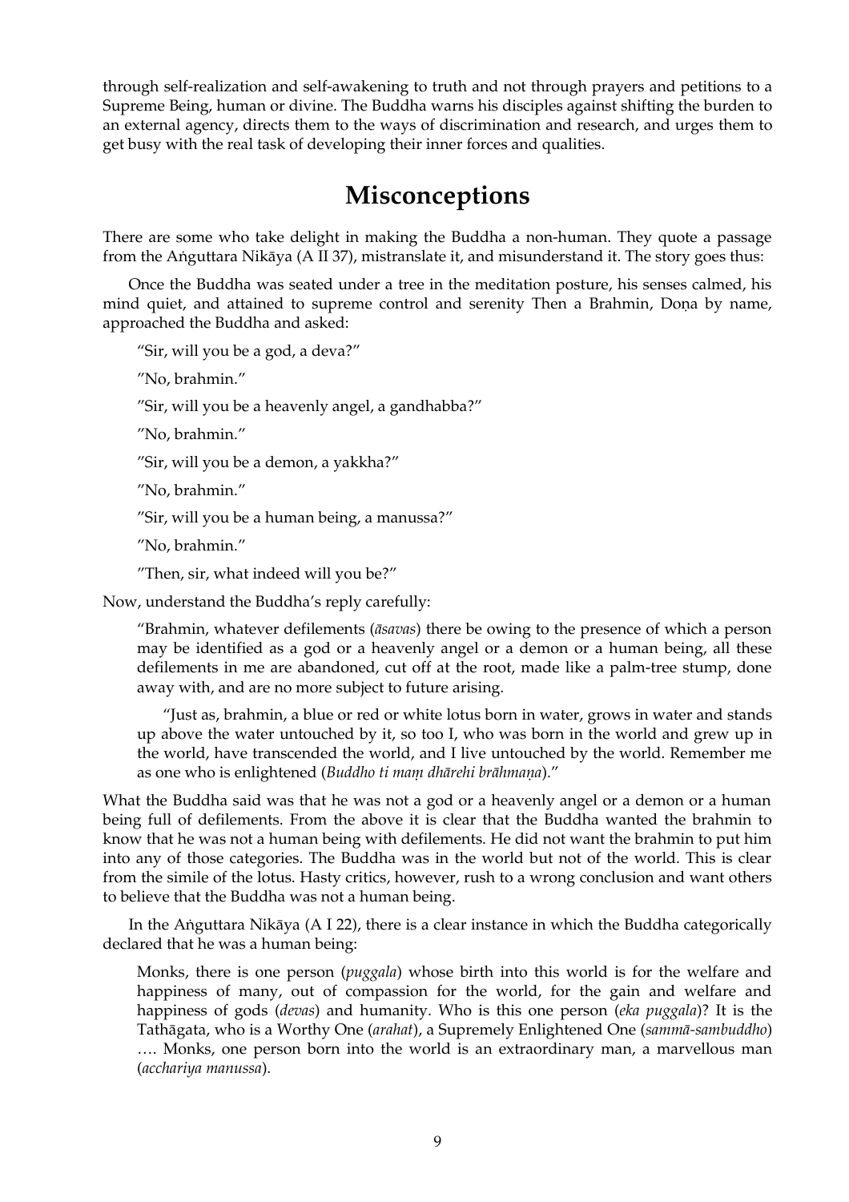through self-realization and self-awakening to truth and not through prayers and petitions to a Supreme Being, human or divine. The Buddha warns his disciples against shifting the burden to an external agency, directs them to the ways of discrimination and research, and urges them to get busy with the real task of developing their inner forces and qualities.

# Misconceptions

There are some who take delight in making the Buddha a non-human. They quote a passage from the Aṅguttara Nikāya (A II 37), mistranslate it, and misunderstand it. The story goes thus:

Once the Buddha was seated under a tree in the meditation posture, his senses calmed, his mind quiet, and attained to supreme control and serenity Then a Brahmin, Doṇa by name, approached the Buddha and asked:

> "Sir, will you be a god, a deva?"
>
> "No, brahmin."
>
> "Sir, will you be a heavenly angel, a gandhabba?"
>
> "No, brahmin."
>
> "Sir, will you be a demon, a yakkha?"
>
> "No, brahmin."
>
> "Sir, will you be a human being, a manussa?"
>
> "No, brahmin."
>
> "Then, sir, what indeed will you be?"

Now, understand the Buddha's reply carefully:

> "Brahmin, whatever defilements (*āsavas*) there be owing to the presence of which a person may be identified as a god or a heavenly angel or a demon or a human being, all these defilements in me are abandoned, cut off at the root, made like a palm-tree stump, done away with, and are no more subject to future arising.
>
> "Just as, brahmin, a blue or red or white lotus born in water, grows in water and stands up above the water untouched by it, so too I, who was born in the world and grew up in the world, have transcended the world, and I live untouched by the world. Remember me as one who is enlightened (*Buddho ti maṃ dhārehi brāhmaṇa*)."

What the Buddha said was that he was not a god or a heavenly angel or a demon or a human being full of defilements. From the above it is clear that the Buddha wanted the brahmin to know that he was not a human being with defilements. He did not want the brahmin to put him into any of those categories. The Buddha was in the world but not of the world. This is clear from the simile of the lotus. Hasty critics, however, rush to a wrong conclusion and want others to believe that the Buddha was not a human being.

In the Aṅguttara Nikāya (A I 22), there is a clear instance in which the Buddha categorically declared that he was a human being:

> Monks, there is one person (*puggala*) whose birth into this world is for the welfare and happiness of many, out of compassion for the world, for the gain and welfare and happiness of gods (*devas*) and humanity. Who is this one person (*eka puggala*)? It is the Tathāgata, who is a Worthy One (*arahat*), a Supremely Enlightened One (*sammā-sambuddho*) …. Monks, one person born into the world is an extraordinary man, a marvellous man (*acchariya manussa*).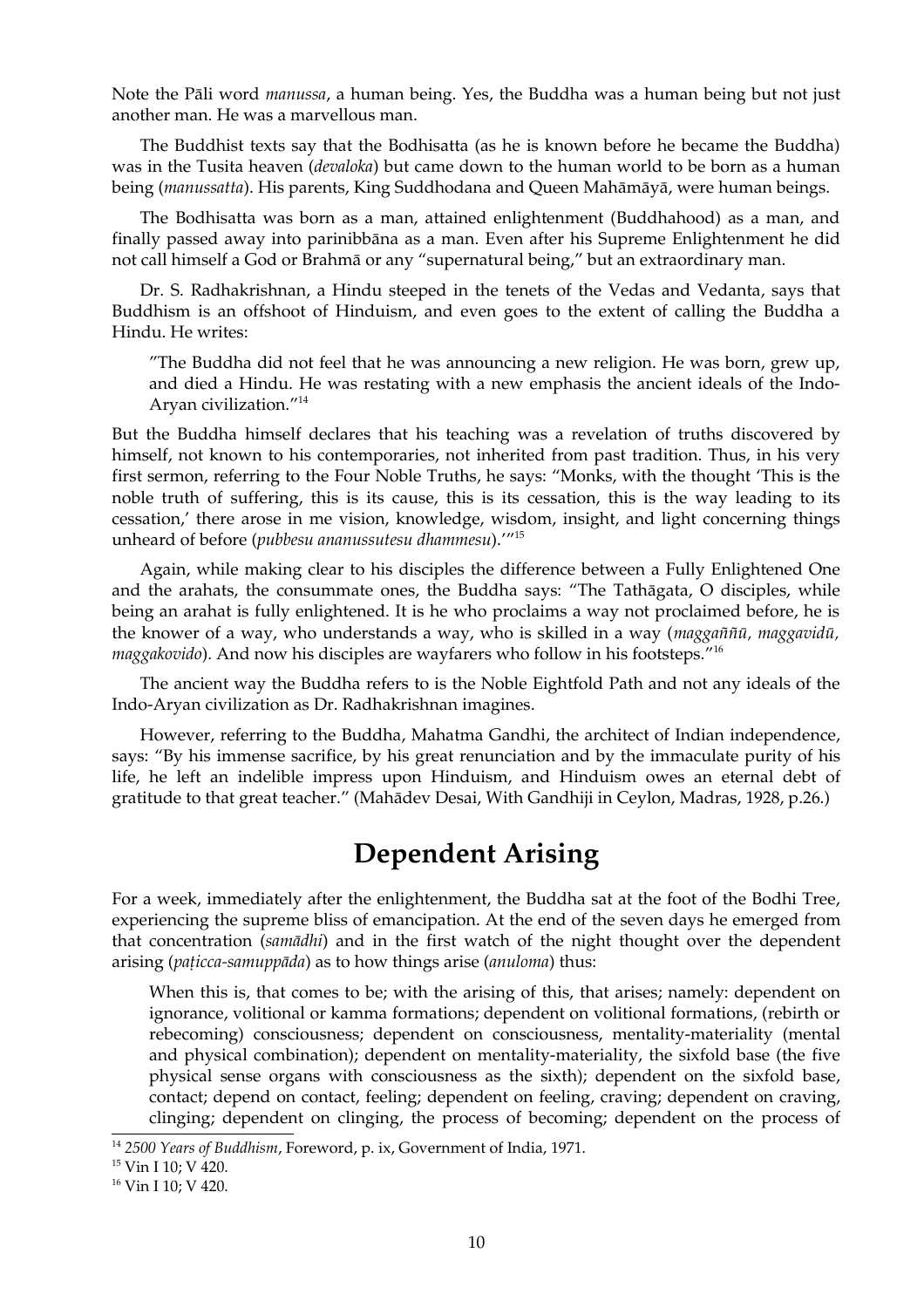Note the Pāli word *manussa*, a human being. Yes, the Buddha was a human being but not just another man. He was a marvellous man.

The Buddhist texts say that the Bodhisatta (as he is known before he became the Buddha) was in the Tusita heaven (*devaloka*) but came down to the human world to be born as a human being (*manussatta*). His parents, King Suddhodana and Queen Mahāmāyā, were human beings.

The Bodhisatta was born as a man, attained enlightenment (Buddhahood) as a man, and finally passed away into parinibbāna as a man. Even after his Supreme Enlightenment he did not call himself a God or Brahmā or any "supernatural being," but an extraordinary man.

Dr. S. Radhakrishnan, a Hindu steeped in the tenets of the Vedas and Vedanta, says that Buddhism is an offshoot of Hinduism, and even goes to the extent of calling the Buddha a Hindu. He writes:

> "The Buddha did not feel that he was announcing a new religion. He was born, grew up, and died a Hindu. He was restating with a new emphasis the ancient ideals of the Indo-Aryan civilization."[14]

But the Buddha himself declares that his teaching was a revelation of truths discovered by himself, not known to his contemporaries, not inherited from past tradition. Thus, in his very first sermon, referring to the Four Noble Truths, he says: "Monks, with the thought 'This is the noble truth of suffering, this is its cause, this is its cessation, this is the way leading to its cessation,' there arose in me vision, knowledge, wisdom, insight, and light concerning things unheard of before (*pubbesu ananussutesu dhammesu*).'"[15]

Again, while making clear to his disciples the difference between a Fully Enlightened One and the arahats, the consummate ones, the Buddha says: "The Tathāgata, O disciples, while being an arahat is fully enlightened. It is he who proclaims a way not proclaimed before, he is the knower of a way, who understands a way, who is skilled in a way (*maggaññū, maggavidū, maggakovido*). And now his disciples are wayfarers who follow in his footsteps."[16]

The ancient way the Buddha refers to is the Noble Eightfold Path and not any ideals of the Indo-Aryan civilization as Dr. Radhakrishnan imagines.

However, referring to the Buddha, Mahatma Gandhi, the architect of Indian independence, says: "By his immense sacrifice, by his great renunciation and by the immaculate purity of his life, he left an indelible impress upon Hinduism, and Hinduism owes an eternal debt of gratitude to that great teacher." (Mahādev Desai, With Gandhiji in Ceylon, Madras, 1928, p.26.)

## Dependent Arising

For a week, immediately after the enlightenment, the Buddha sat at the foot of the Bodhi Tree, experiencing the supreme bliss of emancipation. At the end of the seven days he emerged from that concentration (*samādhi*) and in the first watch of the night thought over the dependent arising (*paṭicca-samuppāda*) as to how things arise (*anuloma*) thus:

> When this is, that comes to be; with the arising of this, that arises; namely: dependent on ignorance, volitional or kamma formations; dependent on volitional formations, (rebirth or rebecoming) consciousness; dependent on consciousness, mentality-materiality (mental and physical combination); dependent on mentality-materiality, the sixfold base (the five physical sense organs with consciousness as the sixth); dependent on the sixfold base, contact; depend on contact, feeling; dependent on feeling, craving; dependent on craving, clinging; dependent on clinging, the process of becoming; dependent on the process of

---

[14] *2500 Years of Buddhism*, Foreword, p. ix, Government of India, 1971.

[15] Vin I 10; V 420.

[16] Vin I 10; V 420.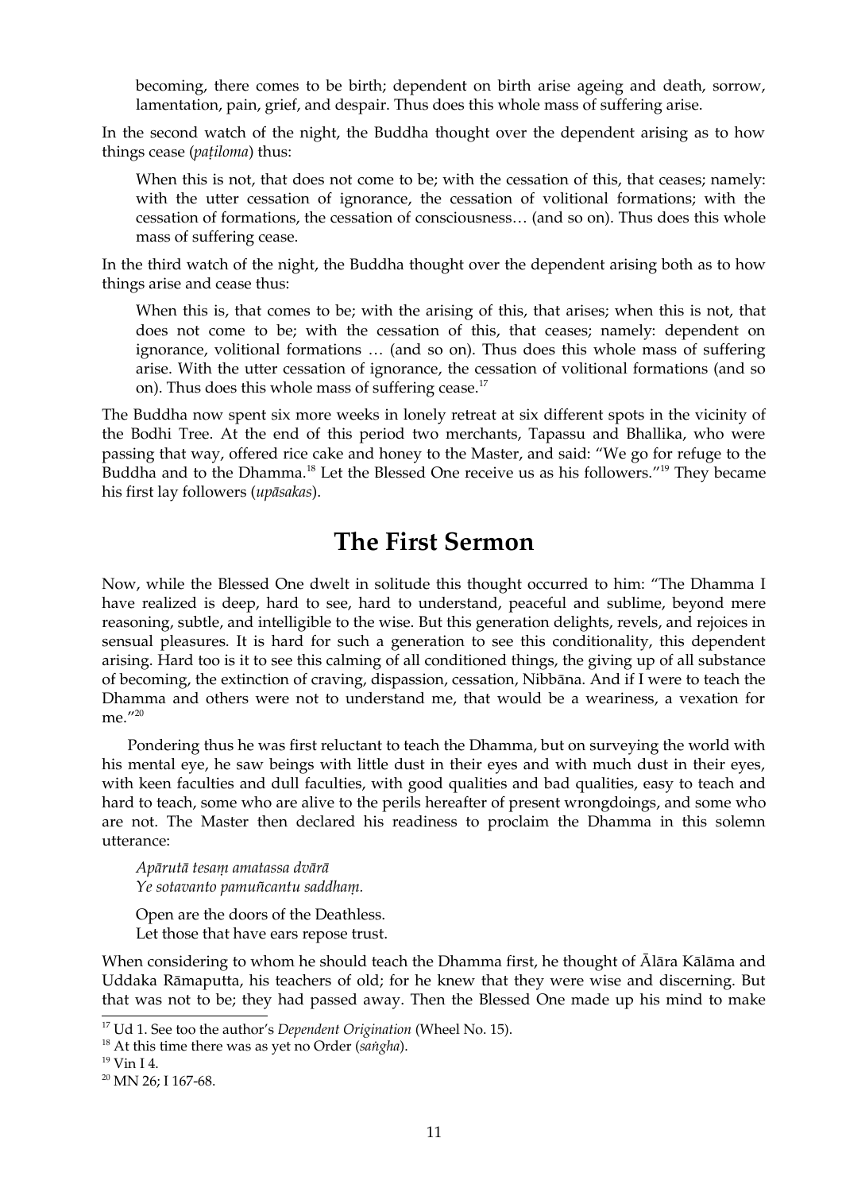> becoming, there comes to be birth; dependent on birth arise ageing and death, sorrow, lamentation, pain, grief, and despair. Thus does this whole mass of suffering arise.

In the second watch of the night, the Buddha thought over the dependent arising as to how things cease (*paṭiloma*) thus:

> When this is not, that does not come to be; with the cessation of this, that ceases; namely: with the utter cessation of ignorance, the cessation of volitional formations; with the cessation of formations, the cessation of consciousness… (and so on). Thus does this whole mass of suffering cease.

In the third watch of the night, the Buddha thought over the dependent arising both as to how things arise and cease thus:

> When this is, that comes to be; with the arising of this, that arises; when this is not, that does not come to be; with the cessation of this, that ceases; namely: dependent on ignorance, volitional formations … (and so on). Thus does this whole mass of suffering arise. With the utter cessation of ignorance, the cessation of volitional formations (and so on). Thus does this whole mass of suffering cease.[17]

The Buddha now spent six more weeks in lonely retreat at six different spots in the vicinity of the Bodhi Tree. At the end of this period two merchants, Tapassu and Bhallika, who were passing that way, offered rice cake and honey to the Master, and said: "We go for refuge to the Buddha and to the Dhamma.[18] Let the Blessed One receive us as his followers."[19] They became his first lay followers (*upāsakas*).

## The First Sermon

Now, while the Blessed One dwelt in solitude this thought occurred to him: "The Dhamma I have realized is deep, hard to see, hard to understand, peaceful and sublime, beyond mere reasoning, subtle, and intelligible to the wise. But this generation delights, revels, and rejoices in sensual pleasures. It is hard for such a generation to see this conditionality, this dependent arising. Hard too is it to see this calming of all conditioned things, the giving up of all substance of becoming, the extinction of craving, dispassion, cessation, Nibbāna. And if I were to teach the Dhamma and others were not to understand me, that would be a weariness, a vexation for me."[20]

Pondering thus he was first reluctant to teach the Dhamma, but on surveying the world with his mental eye, he saw beings with little dust in their eyes and with much dust in their eyes, with keen faculties and dull faculties, with good qualities and bad qualities, easy to teach and hard to teach, some who are alive to the perils hereafter of present wrongdoings, and some who are not. The Master then declared his readiness to proclaim the Dhamma in this solemn utterance:

> *Apārutā tesaṃ amatassa dvārā*
> *Ye sotavanto pamuñcantu saddhaṃ.*
>
> Open are the doors of the Deathless.
> Let those that have ears repose trust.

When considering to whom he should teach the Dhamma first, he thought of Ālāra Kālāma and Uddaka Rāmaputta, his teachers of old; for he knew that they were wise and discerning. But that was not to be; they had passed away. Then the Blessed One made up his mind to make

---

[17] Ud 1. See too the author's *Dependent Origination* (Wheel No. 15).

[18] At this time there was as yet no Order (*saṅgha*).

[19] Vin I 4.

[20] MN 26; I 167-68.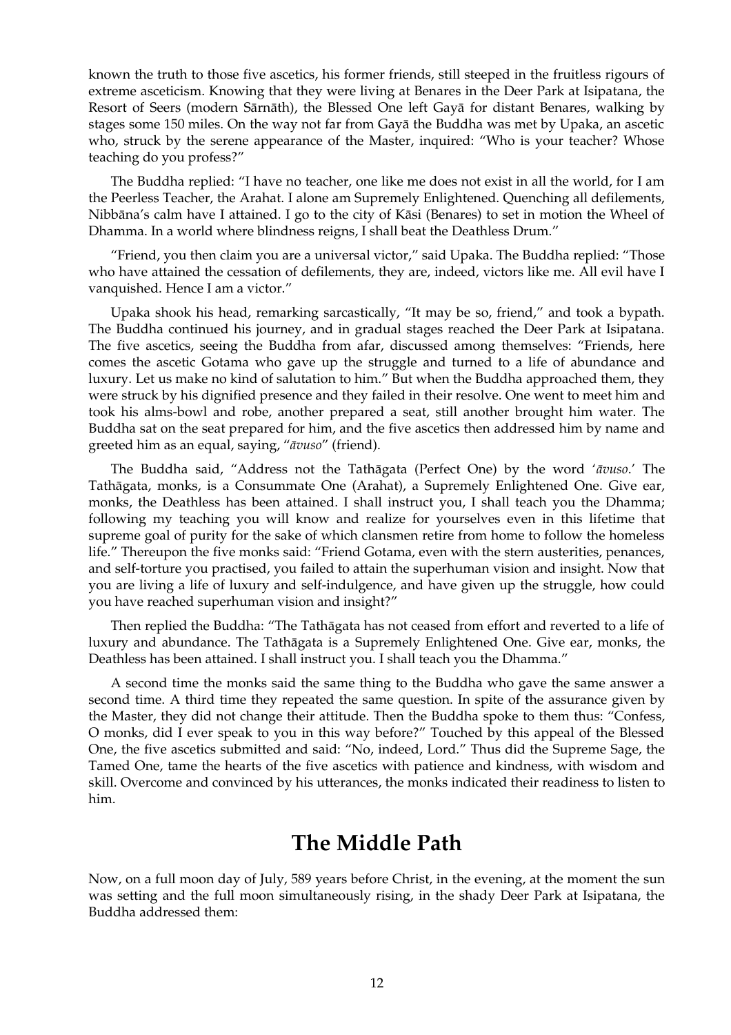known the truth to those five ascetics, his former friends, still steeped in the fruitless rigours of extreme asceticism. Knowing that they were living at Benares in the Deer Park at Isipatana, the Resort of Seers (modern Sārnāth), the Blessed One left Gayā for distant Benares, walking by stages some 150 miles. On the way not far from Gayā the Buddha was met by Upaka, an ascetic who, struck by the serene appearance of the Master, inquired: "Who is your teacher? Whose teaching do you profess?"

The Buddha replied: "I have no teacher, one like me does not exist in all the world, for I am the Peerless Teacher, the Arahat. I alone am Supremely Enlightened. Quenching all defilements, Nibbāna's calm have I attained. I go to the city of Kāsi (Benares) to set in motion the Wheel of Dhamma. In a world where blindness reigns, I shall beat the Deathless Drum."

"Friend, you then claim you are a universal victor," said Upaka. The Buddha replied: "Those who have attained the cessation of defilements, they are, indeed, victors like me. All evil have I vanquished. Hence I am a victor."

Upaka shook his head, remarking sarcastically, "It may be so, friend," and took a bypath. The Buddha continued his journey, and in gradual stages reached the Deer Park at Isipatana. The five ascetics, seeing the Buddha from afar, discussed among themselves: "Friends, here comes the ascetic Gotama who gave up the struggle and turned to a life of abundance and luxury. Let us make no kind of salutation to him." But when the Buddha approached them, they were struck by his dignified presence and they failed in their resolve. One went to meet him and took his alms-bowl and robe, another prepared a seat, still another brought him water. The Buddha sat on the seat prepared for him, and the five ascetics then addressed him by name and greeted him as an equal, saying, "*āvuso*" (friend).

The Buddha said, "Address not the Tathāgata (Perfect One) by the word '*āvuso*.' The Tathāgata, monks, is a Consummate One (Arahat), a Supremely Enlightened One. Give ear, monks, the Deathless has been attained. I shall instruct you, I shall teach you the Dhamma; following my teaching you will know and realize for yourselves even in this lifetime that supreme goal of purity for the sake of which clansmen retire from home to follow the homeless life." Thereupon the five monks said: "Friend Gotama, even with the stern austerities, penances, and self-torture you practised, you failed to attain the superhuman vision and insight. Now that you are living a life of luxury and self-indulgence, and have given up the struggle, how could you have reached superhuman vision and insight?"

Then replied the Buddha: "The Tathāgata has not ceased from effort and reverted to a life of luxury and abundance. The Tathāgata is a Supremely Enlightened One. Give ear, monks, the Deathless has been attained. I shall instruct you. I shall teach you the Dhamma."

A second time the monks said the same thing to the Buddha who gave the same answer a second time. A third time they repeated the same question. In spite of the assurance given by the Master, they did not change their attitude. Then the Buddha spoke to them thus: "Confess, O monks, did I ever speak to you in this way before?" Touched by this appeal of the Blessed One, the five ascetics submitted and said: "No, indeed, Lord." Thus did the Supreme Sage, the Tamed One, tame the hearts of the five ascetics with patience and kindness, with wisdom and skill. Overcome and convinced by his utterances, the monks indicated their readiness to listen to him.

## The Middle Path

Now, on a full moon day of July, 589 years before Christ, in the evening, at the moment the sun was setting and the full moon simultaneously rising, in the shady Deer Park at Isipatana, the Buddha addressed them: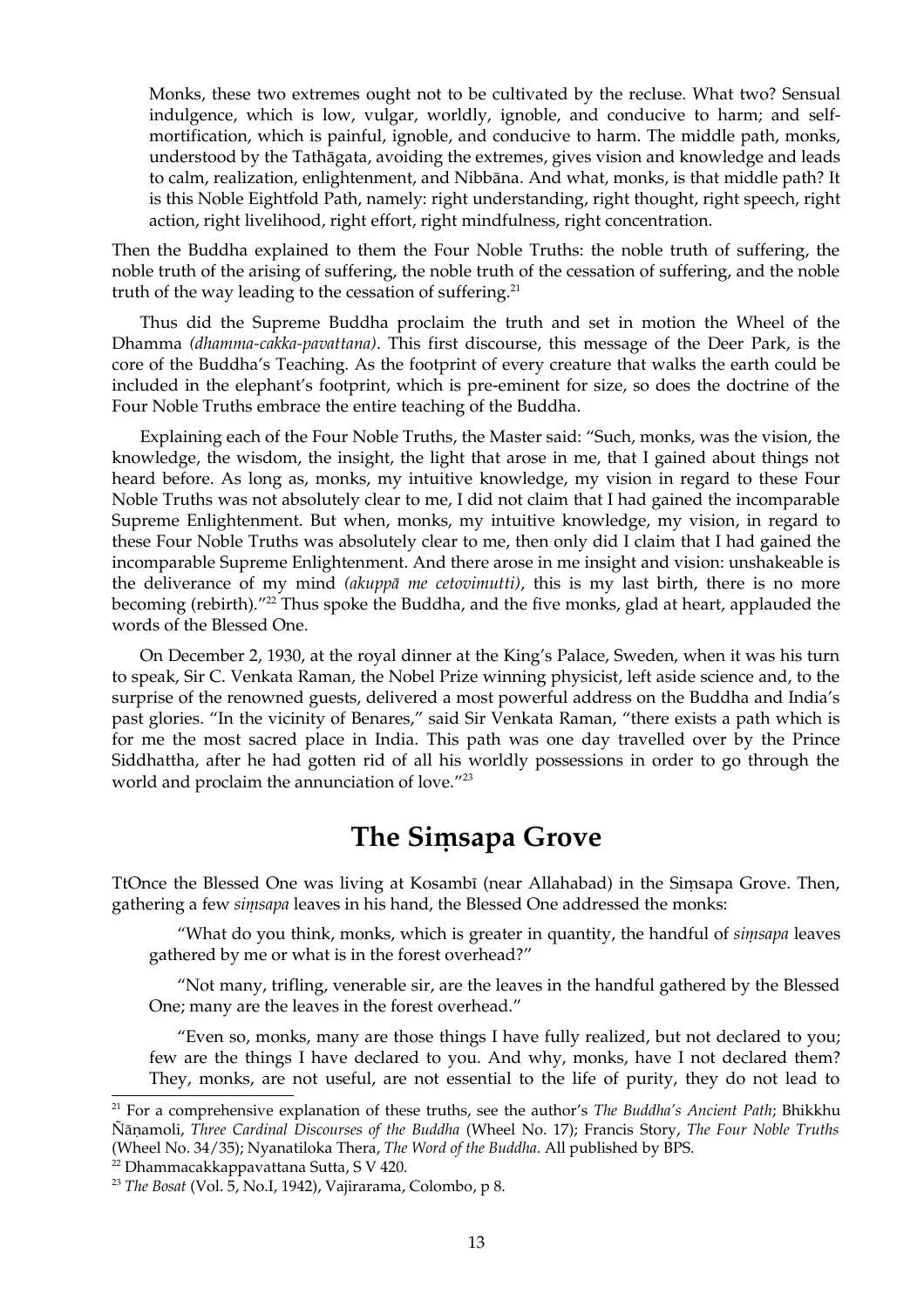> Monks, these two extremes ought not to be cultivated by the recluse. What two? Sensual indulgence, which is low, vulgar, worldly, ignoble, and conducive to harm; and self-mortification, which is painful, ignoble, and conducive to harm. The middle path, monks, understood by the Tathāgata, avoiding the extremes, gives vision and knowledge and leads to calm, realization, enlightenment, and Nibbāna. And what, monks, is that middle path? It is this Noble Eightfold Path, namely: right understanding, right thought, right speech, right action, right livelihood, right effort, right mindfulness, right concentration.

Then the Buddha explained to them the Four Noble Truths: the noble truth of suffering, the noble truth of the arising of suffering, the noble truth of the cessation of suffering, and the noble truth of the way leading to the cessation of suffering.[21]

Thus did the Supreme Buddha proclaim the truth and set in motion the Wheel of the Dhamma *(dhamma-cakka-pavattana)*. This first discourse, this message of the Deer Park, is the core of the Buddha's Teaching. As the footprint of every creature that walks the earth could be included in the elephant's footprint, which is pre-eminent for size, so does the doctrine of the Four Noble Truths embrace the entire teaching of the Buddha.

Explaining each of the Four Noble Truths, the Master said: "Such, monks, was the vision, the knowledge, the wisdom, the insight, the light that arose in me, that I gained about things not heard before. As long as, monks, my intuitive knowledge, my vision in regard to these Four Noble Truths was not absolutely clear to me, I did not claim that I had gained the incomparable Supreme Enlightenment. But when, monks, my intuitive knowledge, my vision, in regard to these Four Noble Truths was absolutely clear to me, then only did I claim that I had gained the incomparable Supreme Enlightenment. And there arose in me insight and vision: unshakeable is the deliverance of my mind *(akuppā me cetovimutti)*, this is my last birth, there is no more becoming (rebirth)."[22] Thus spoke the Buddha, and the five monks, glad at heart, applauded the words of the Blessed One.

On December 2, 1930, at the royal dinner at the King's Palace, Sweden, when it was his turn to speak, Sir C. Venkata Raman, the Nobel Prize winning physicist, left aside science and, to the surprise of the renowned guests, delivered a most powerful address on the Buddha and India's past glories. "In the vicinity of Benares," said Sir Venkata Raman, "there exists a path which is for me the most sacred place in India. This path was one day travelled over by the Prince Siddhattha, after he had gotten rid of all his worldly possessions in order to go through the world and proclaim the annunciation of love."[23]

## The Siṃsapa Grove

TtOnce the Blessed One was living at Kosambī (near Allahabad) in the Siṃsapa Grove. Then, gathering a few *siṃsapa* leaves in his hand, the Blessed One addressed the monks:

> "What do you think, monks, which is greater in quantity, the handful of *siṃsapa* leaves gathered by me or what is in the forest overhead?"
>
> "Not many, trifling, venerable sir, are the leaves in the handful gathered by the Blessed One; many are the leaves in the forest overhead."
>
> "Even so, monks, many are those things I have fully realized, but not declared to you; few are the things I have declared to you. And why, monks, have I not declared them? They, monks, are not useful, are not essential to the life of purity, they do not lead to

---

[21] For a comprehensive explanation of these truths, see the author's *The Buddha's Ancient Path*; Bhikkhu Ñāṇamoli, *Three Cardinal Discourses of the Buddha* (Wheel No. 17); Francis Story, *The Four Noble Truths* (Wheel No. 34/35); Nyanatiloka Thera, *The Word of the Buddha*. All published by BPS.

[22] Dhammacakkappavattana Sutta, S V 420.

[23] *The Bosat* (Vol. 5, No.I, 1942), Vajirarama, Colombo, p 8.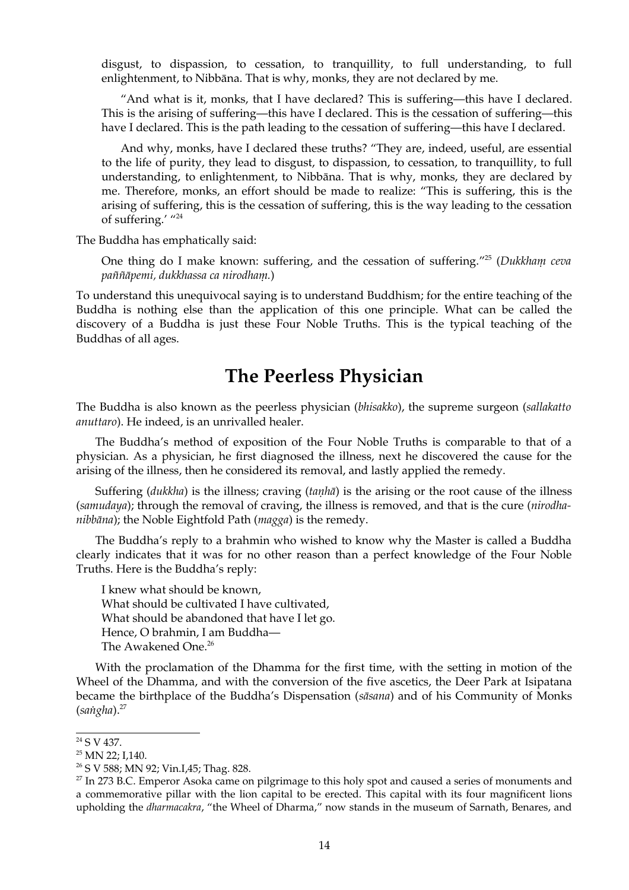disgust, to dispassion, to cessation, to tranquillity, to full understanding, to full enlightenment, to Nibbāna. That is why, monks, they are not declared by me.

> "And what is it, monks, that I have declared? This is suffering—this have I declared. This is the arising of suffering—this have I declared. This is the cessation of suffering—this have I declared. This is the path leading to the cessation of suffering—this have I declared.
>
> And why, monks, have I declared these truths? "They are, indeed, useful, are essential to the life of purity, they lead to disgust, to dispassion, to cessation, to tranquillity, to full understanding, to enlightenment, to Nibbāna. That is why, monks, they are declared by me. Therefore, monks, an effort should be made to realize: "This is suffering, this is the arising of suffering, this is the cessation of suffering, this is the way leading to the cessation of suffering.' "[24]

The Buddha has emphatically said:

> One thing do I make known: suffering, and the cessation of suffering."[25] (*Dukkhaṃ ceva paññāpemi, dukkhassa ca nirodhaṃ.*)

To understand this unequivocal saying is to understand Buddhism; for the entire teaching of the Buddha is nothing else than the application of this one principle. What can be called the discovery of a Buddha is just these Four Noble Truths. This is the typical teaching of the Buddhas of all ages.

## The Peerless Physician

The Buddha is also known as the peerless physician (*bhisakko*), the supreme surgeon (*sallakatto anuttaro*). He indeed, is an unrivalled healer.

The Buddha's method of exposition of the Four Noble Truths is comparable to that of a physician. As a physician, he first diagnosed the illness, next he discovered the cause for the arising of the illness, then he considered its removal, and lastly applied the remedy.

Suffering (*dukkha*) is the illness; craving (*taṇhā*) is the arising or the root cause of the illness (*samudaya*); through the removal of craving, the illness is removed, and that is the cure (*nirodha-nibbāna*); the Noble Eightfold Path (*magga*) is the remedy.

The Buddha's reply to a brahmin who wished to know why the Master is called a Buddha clearly indicates that it was for no other reason than a perfect knowledge of the Four Noble Truths. Here is the Buddha's reply:

> I knew what should be known,
> What should be cultivated I have cultivated,
> What should be abandoned that have I let go.
> Hence, O brahmin, I am Buddha—
> The Awakened One.[26]

With the proclamation of the Dhamma for the first time, with the setting in motion of the Wheel of the Dhamma, and with the conversion of the five ascetics, the Deer Park at Isipatana became the birthplace of the Buddha's Dispensation (*sāsana*) and of his Community of Monks (*saṅgha*).[27]

---

[24] S V 437.

[25] MN 22; I,140.

[26] S V 588; MN 92; Vin.I,45; Thag. 828.

[27] In 273 B.C. Emperor Asoka came on pilgrimage to this holy spot and caused a series of monuments and a commemorative pillar with the lion capital to be erected. This capital with its four magnificent lions upholding the *dharmacakra*, "the Wheel of Dharma," now stands in the museum of Sarnath, Benares, and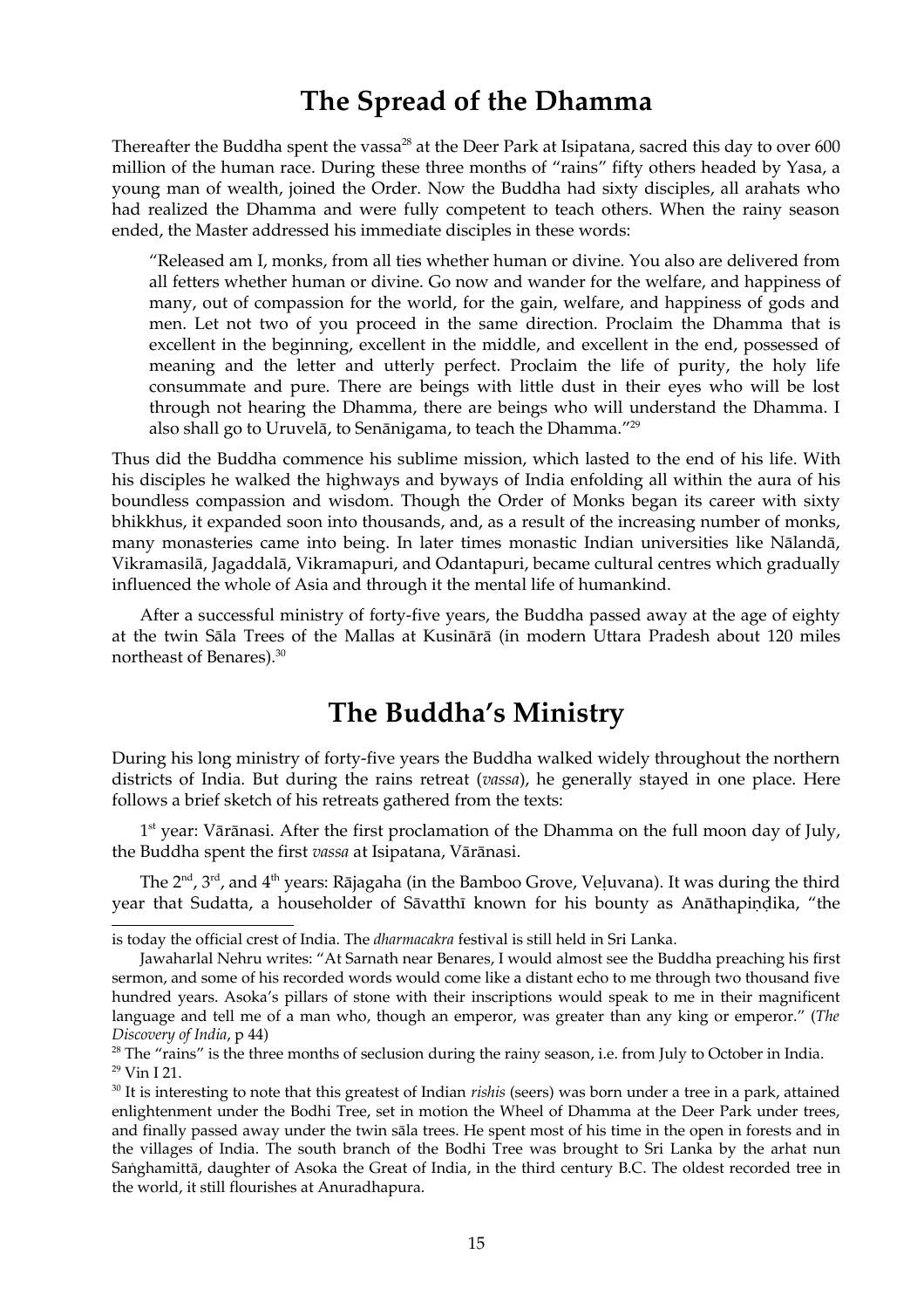# The Spread of the Dhamma

Thereafter the Buddha spent the vassa[28] at the Deer Park at Isipatana, sacred this day to over 600 million of the human race. During these three months of "rains" fifty others headed by Yasa, a young man of wealth, joined the Order. Now the Buddha had sixty disciples, all arahats who had realized the Dhamma and were fully competent to teach others. When the rainy season ended, the Master addressed his immediate disciples in these words:

> "Released am I, monks, from all ties whether human or divine. You also are delivered from all fetters whether human or divine. Go now and wander for the welfare, and happiness of many, out of compassion for the world, for the gain, welfare, and happiness of gods and men. Let not two of you proceed in the same direction. Proclaim the Dhamma that is excellent in the beginning, excellent in the middle, and excellent in the end, possessed of meaning and the letter and utterly perfect. Proclaim the life of purity, the holy life consummate and pure. There are beings with little dust in their eyes who will be lost through not hearing the Dhamma, there are beings who will understand the Dhamma. I also shall go to Uruvelā, to Senānigama, to teach the Dhamma."[29]

Thus did the Buddha commence his sublime mission, which lasted to the end of his life. With his disciples he walked the highways and byways of India enfolding all within the aura of his boundless compassion and wisdom. Though the Order of Monks began its career with sixty bhikkhus, it expanded soon into thousands, and, as a result of the increasing number of monks, many monasteries came into being. In later times monastic Indian universities like Nālandā, Vikramasilā, Jagaddalā, Vikramapuri, and Odantapuri, became cultural centres which gradually influenced the whole of Asia and through it the mental life of humankind.

After a successful ministry of forty-five years, the Buddha passed away at the age of eighty at the twin Sāla Trees of the Mallas at Kusinārā (in modern Uttara Pradesh about 120 miles northeast of Benares).[30]

# The Buddha's Ministry

During his long ministry of forty-five years the Buddha walked widely throughout the northern districts of India. But during the rains retreat (*vassa*), he generally stayed in one place. Here follows a brief sketch of his retreats gathered from the texts:

1st year: Vārānasi. After the first proclamation of the Dhamma on the full moon day of July, the Buddha spent the first *vassa* at Isipatana, Vārānasi.

The 2nd, 3rd, and 4th years: Rājagaha (in the Bamboo Grove, Veḷuvana). It was during the third year that Sudatta, a householder of Sāvatthī known for his bounty as Anāthapiṇḍika, "the

---

is today the official crest of India. The *dharmacakra* festival is still held in Sri Lanka.

Jawaharlal Nehru writes: "At Sarnath near Benares, I would almost see the Buddha preaching his first sermon, and some of his recorded words would come like a distant echo to me through two thousand five hundred years. Asoka's pillars of stone with their inscriptions would speak to me in their magnificent language and tell me of a man who, though an emperor, was greater than any king or emperor." (*The Discovery of India*, p 44)

[28] The "rains" is the three months of seclusion during the rainy season, i.e. from July to October in India.

[29] Vin I 21.

[30] It is interesting to note that this greatest of Indian *rishis* (seers) was born under a tree in a park, attained enlightenment under the Bodhi Tree, set in motion the Wheel of Dhamma at the Deer Park under trees, and finally passed away under the twin sāla trees. He spent most of his time in the open in forests and in the villages of India. The south branch of the Bodhi Tree was brought to Sri Lanka by the arhat nun Saṅghamittā, daughter of Asoka the Great of India, in the third century B.C. The oldest recorded tree in the world, it still flourishes at Anuradhapura.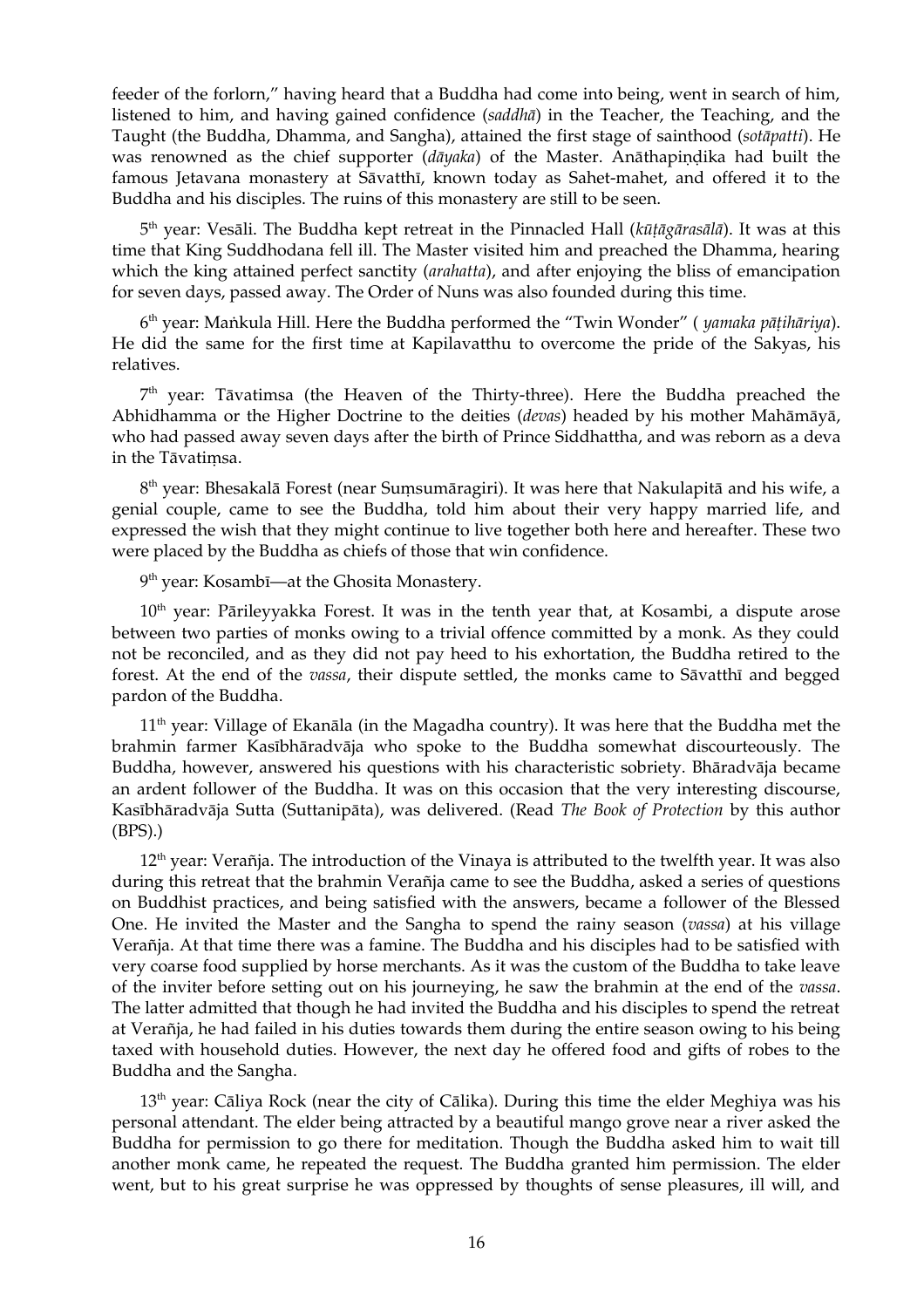feeder of the forlorn," having heard that a Buddha had come into being, went in search of him, listened to him, and having gained confidence (*saddhā*) in the Teacher, the Teaching, and the Taught (the Buddha, Dhamma, and Sangha), attained the first stage of sainthood (*sotāpatti*). He was renowned as the chief supporter (*dāyaka*) of the Master. Anāthapiṇḍika had built the famous Jetavana monastery at Sāvatthī, known today as Sahet-mahet, and offered it to the Buddha and his disciples. The ruins of this monastery are still to be seen.

5th year: Vesāli. The Buddha kept retreat in the Pinnacled Hall (*kūṭāgārasālā*). It was at this time that King Suddhodana fell ill. The Master visited him and preached the Dhamma, hearing which the king attained perfect sanctity (*arahatta*), and after enjoying the bliss of emancipation for seven days, passed away. The Order of Nuns was also founded during this time.

6th year: Maṅkula Hill. Here the Buddha performed the "Twin Wonder" ( *yamaka pāṭihāriya*). He did the same for the first time at Kapilavatthu to overcome the pride of the Sakyas, his relatives.

7th year: Tāvatimsa (the Heaven of the Thirty-three). Here the Buddha preached the Abhidhamma or the Higher Doctrine to the deities (*devas*) headed by his mother Mahāmāyā, who had passed away seven days after the birth of Prince Siddhattha, and was reborn as a deva in the Tāvatiṃsa.

8th year: Bhesakalā Forest (near Suṃsumāragiri). It was here that Nakulapitā and his wife, a genial couple, came to see the Buddha, told him about their very happy married life, and expressed the wish that they might continue to live together both here and hereafter. These two were placed by the Buddha as chiefs of those that win confidence.

9th year: Kosambī—at the Ghosita Monastery.

10th year: Pārileyyakka Forest. It was in the tenth year that, at Kosambi, a dispute arose between two parties of monks owing to a trivial offence committed by a monk. As they could not be reconciled, and as they did not pay heed to his exhortation, the Buddha retired to the forest. At the end of the *vassa*, their dispute settled, the monks came to Sāvatthī and begged pardon of the Buddha.

11th year: Village of Ekanāla (in the Magadha country). It was here that the Buddha met the brahmin farmer Kasībhāradvāja who spoke to the Buddha somewhat discourteously. The Buddha, however, answered his questions with his characteristic sobriety. Bhāradvāja became an ardent follower of the Buddha. It was on this occasion that the very interesting discourse, Kasībhāradvāja Sutta (Suttanipāta), was delivered. (Read *The Book of Protection* by this author (BPS).)

12th year: Verañja. The introduction of the Vinaya is attributed to the twelfth year. It was also during this retreat that the brahmin Verañja came to see the Buddha, asked a series of questions on Buddhist practices, and being satisfied with the answers, became a follower of the Blessed One. He invited the Master and the Sangha to spend the rainy season (*vassa*) at his village Verañja. At that time there was a famine. The Buddha and his disciples had to be satisfied with very coarse food supplied by horse merchants. As it was the custom of the Buddha to take leave of the inviter before setting out on his journeying, he saw the brahmin at the end of the *vassa*. The latter admitted that though he had invited the Buddha and his disciples to spend the retreat at Verañja, he had failed in his duties towards them during the entire season owing to his being taxed with household duties. However, the next day he offered food and gifts of robes to the Buddha and the Sangha.

13th year: Cāliya Rock (near the city of Cālika). During this time the elder Meghiya was his personal attendant. The elder being attracted by a beautiful mango grove near a river asked the Buddha for permission to go there for meditation. Though the Buddha asked him to wait till another monk came, he repeated the request. The Buddha granted him permission. The elder went, but to his great surprise he was oppressed by thoughts of sense pleasures, ill will, and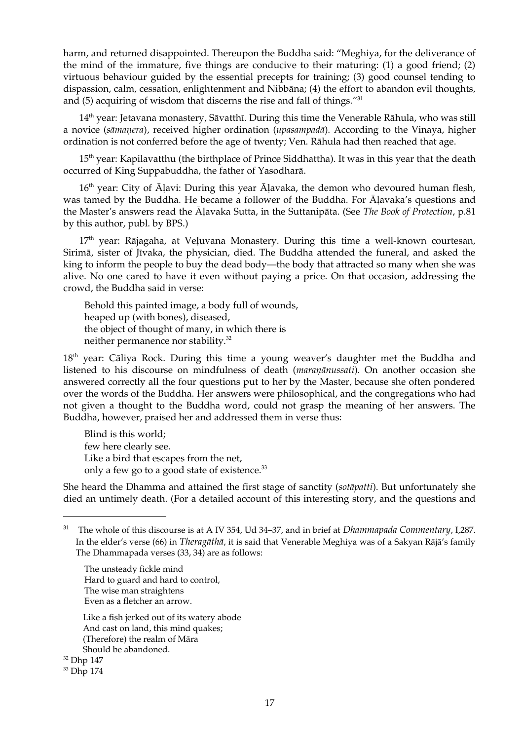harm, and returned disappointed. Thereupon the Buddha said: "Meghiya, for the deliverance of the mind of the immature, five things are conducive to their maturing: (1) a good friend; (2) virtuous behaviour guided by the essential precepts for training; (3) good counsel tending to dispassion, calm, cessation, enlightenment and Nibbāna; (4) the effort to abandon evil thoughts, and (5) acquiring of wisdom that discerns the rise and fall of things."[31]

14th year: Jetavana monastery, Sāvatthī. During this time the Venerable Rāhula, who was still a novice (*sāmaṇera*), received higher ordination (*upasampadā*). According to the Vinaya, higher ordination is not conferred before the age of twenty; Ven. Rāhula had then reached that age.

15th year: Kapilavatthu (the birthplace of Prince Siddhattha). It was in this year that the death occurred of King Suppabuddha, the father of Yasodharā.

16th year: City of Āḷavi: During this year Āḷavaka, the demon who devoured human flesh, was tamed by the Buddha. He became a follower of the Buddha. For Āḷavaka's questions and the Master's answers read the Āḷavaka Sutta, in the Suttanipāta. (See *The Book of Protection*, p.81 by this author, publ. by BPS.)

17th year: Rājagaha, at Veḷuvana Monastery. During this time a well-known courtesan, Sirimā, sister of Jīvaka, the physician, died. The Buddha attended the funeral, and asked the king to inform the people to buy the dead body—the body that attracted so many when she was alive. No one cared to have it even without paying a price. On that occasion, addressing the crowd, the Buddha said in verse:

> Behold this painted image, a body full of wounds,
> heaped up (with bones), diseased,
> the object of thought of many, in which there is
> neither permanence nor stability.[32]

18th year: Cāliya Rock. During this time a young weaver's daughter met the Buddha and listened to his discourse on mindfulness of death (*maraṇānussati*). On another occasion she answered correctly all the four questions put to her by the Master, because she often pondered over the words of the Buddha. Her answers were philosophical, and the congregations who had not given a thought to the Buddha word, could not grasp the meaning of her answers. The Buddha, however, praised her and addressed them in verse thus:

> Blind is this world;
> few here clearly see.
> Like a bird that escapes from the net,
> only a few go to a good state of existence.[33]

She heard the Dhamma and attained the first stage of sanctity (*sotāpatti*). But unfortunately she died an untimely death. (For a detailed account of this interesting story, and the questions and

---

[31] The whole of this discourse is at A IV 354, Ud 34–37, and in brief at *Dhammapada Commentary*, I,287. In the elder's verse (66) in *Theragāthā*, it is said that Venerable Meghiya was of a Sakyan Rājā's family The Dhammapada verses (33, 34) are as follows:

> The unsteady fickle mind
> Hard to guard and hard to control,
> The wise man straightens
> Even as a fletcher an arrow.
>
> Like a fish jerked out of its watery abode
> And cast on land, this mind quakes;
> (Therefore) the realm of Māra
> Should be abandoned.

[32] Dhp 147

[33] Dhp 174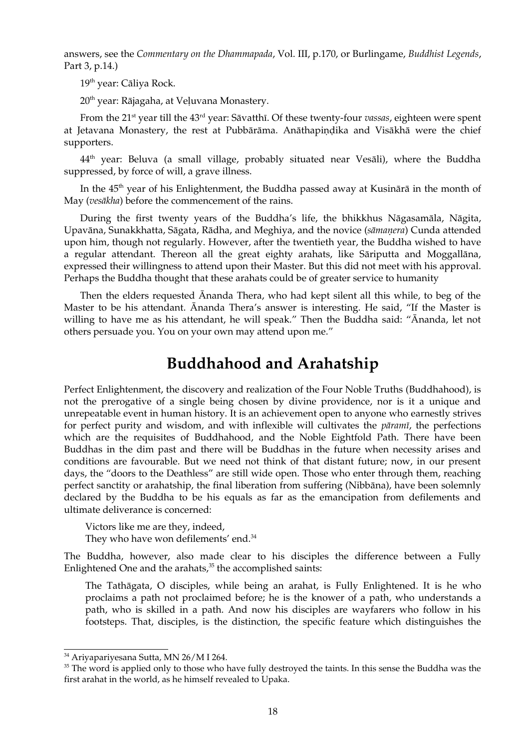answers, see the *Commentary on the Dhammapada*, Vol. III, p.170, or Burlingame, *Buddhist Legends*, Part 3, p.14.)

19th year: Cāliya Rock.

20th year: Rājagaha, at Veḷuvana Monastery.

From the 21st year till the 43rd year: Sāvatthī. Of these twenty-four *vassas*, eighteen were spent at Jetavana Monastery, the rest at Pubbārāma. Anāthapiṇḍika and Visākhā were the chief supporters.

44th year: Beluva (a small village, probably situated near Vesāli), where the Buddha suppressed, by force of will, a grave illness.

In the 45th year of his Enlightenment, the Buddha passed away at Kusinārā in the month of May (*vesākha*) before the commencement of the rains.

During the first twenty years of the Buddha's life, the bhikkhus Nāgasamāla, Nāgita, Upavāna, Sunakkhatta, Sāgata, Rādha, and Meghiya, and the novice (*sāmaṇera*) Cunda attended upon him, though not regularly. However, after the twentieth year, the Buddha wished to have a regular attendant. Thereon all the great eighty arahats, like Sāriputta and Moggallāna, expressed their willingness to attend upon their Master. But this did not meet with his approval. Perhaps the Buddha thought that these arahats could be of greater service to humanity

Then the elders requested Ānanda Thera, who had kept silent all this while, to beg of the Master to be his attendant. Ānanda Thera's answer is interesting. He said, "If the Master is willing to have me as his attendant, he will speak." Then the Buddha said: "Ānanda, let not others persuade you. You on your own may attend upon me."

# Buddhahood and Arahatship

Perfect Enlightenment, the discovery and realization of the Four Noble Truths (Buddhahood), is not the prerogative of a single being chosen by divine providence, nor is it a unique and unrepeatable event in human history. It is an achievement open to anyone who earnestly strives for perfect purity and wisdom, and with inflexible will cultivates the *pāramī*, the perfections which are the requisites of Buddhahood, and the Noble Eightfold Path. There have been Buddhas in the dim past and there will be Buddhas in the future when necessity arises and conditions are favourable. But we need not think of that distant future; now, in our present days, the "doors to the Deathless" are still wide open. Those who enter through them, reaching perfect sanctity or arahatship, the final liberation from suffering (Nibbāna), have been solemnly declared by the Buddha to be his equals as far as the emancipation from defilements and ultimate deliverance is concerned:

> Victors like me are they, indeed,
> They who have won defilements' end.[34]

The Buddha, however, also made clear to his disciples the difference between a Fully Enlightened One and the arahats,[35] the accomplished saints:

> The Tathāgata, O disciples, while being an arahat, is Fully Enlightened. It is he who proclaims a path not proclaimed before; he is the knower of a path, who understands a path, who is skilled in a path. And now his disciples are wayfarers who follow in his footsteps. That, disciples, is the distinction, the specific feature which distinguishes the

---

[34] Ariyapariyesana Sutta, MN 26/M I 264.

[35] The word is applied only to those who have fully destroyed the taints. In this sense the Buddha was the first arahat in the world, as he himself revealed to Upaka.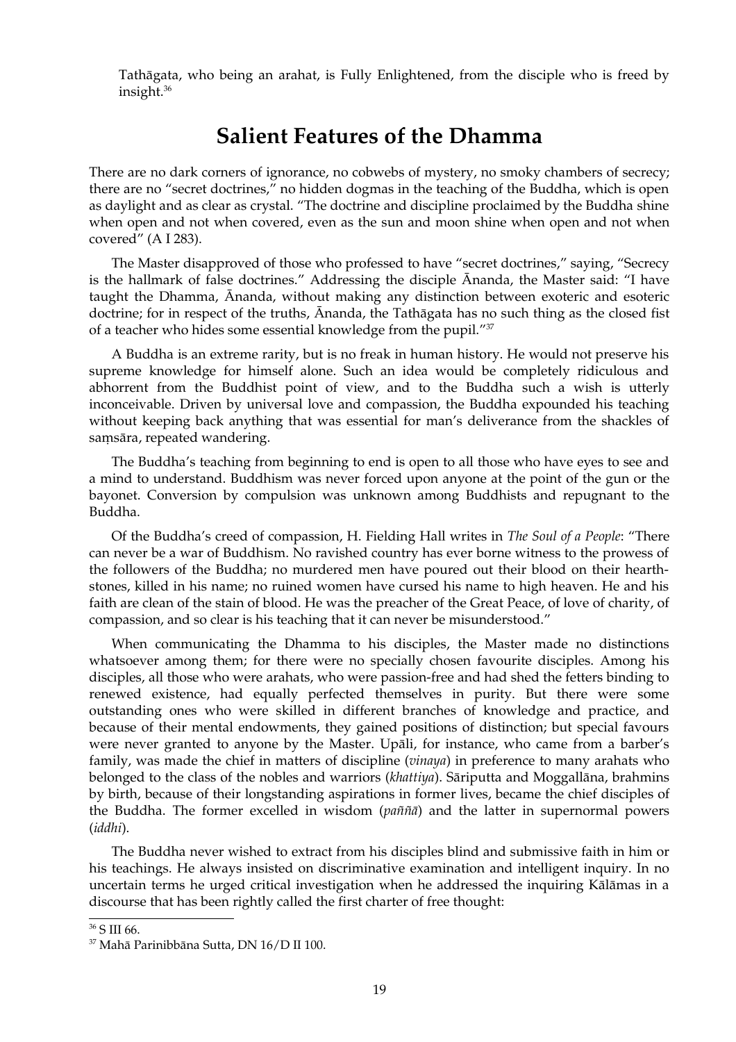Tathāgata, who being an arahat, is Fully Enlightened, from the disciple who is freed by insight.[36]

## Salient Features of the Dhamma

There are no dark corners of ignorance, no cobwebs of mystery, no smoky chambers of secrecy; there are no "secret doctrines," no hidden dogmas in the teaching of the Buddha, which is open as daylight and as clear as crystal. "The doctrine and discipline proclaimed by the Buddha shine when open and not when covered, even as the sun and moon shine when open and not when covered" (A I 283).

The Master disapproved of those who professed to have "secret doctrines," saying, "Secrecy is the hallmark of false doctrines." Addressing the disciple Ānanda, the Master said: "I have taught the Dhamma, Ānanda, without making any distinction between exoteric and esoteric doctrine; for in respect of the truths, Ānanda, the Tathāgata has no such thing as the closed fist of a teacher who hides some essential knowledge from the pupil."[37]

A Buddha is an extreme rarity, but is no freak in human history. He would not preserve his supreme knowledge for himself alone. Such an idea would be completely ridiculous and abhorrent from the Buddhist point of view, and to the Buddha such a wish is utterly inconceivable. Driven by universal love and compassion, the Buddha expounded his teaching without keeping back anything that was essential for man's deliverance from the shackles of saṃsāra, repeated wandering.

The Buddha's teaching from beginning to end is open to all those who have eyes to see and a mind to understand. Buddhism was never forced upon anyone at the point of the gun or the bayonet. Conversion by compulsion was unknown among Buddhists and repugnant to the Buddha.

Of the Buddha's creed of compassion, H. Fielding Hall writes in *The Soul of a People*: "There can never be a war of Buddhism. No ravished country has ever borne witness to the prowess of the followers of the Buddha; no murdered men have poured out their blood on their hearth-stones, killed in his name; no ruined women have cursed his name to high heaven. He and his faith are clean of the stain of blood. He was the preacher of the Great Peace, of love of charity, of compassion, and so clear is his teaching that it can never be misunderstood."

When communicating the Dhamma to his disciples, the Master made no distinctions whatsoever among them; for there were no specially chosen favourite disciples. Among his disciples, all those who were arahats, who were passion-free and had shed the fetters binding to renewed existence, had equally perfected themselves in purity. But there were some outstanding ones who were skilled in different branches of knowledge and practice, and because of their mental endowments, they gained positions of distinction; but special favours were never granted to anyone by the Master. Upāli, for instance, who came from a barber's family, was made the chief in matters of discipline (*vinaya*) in preference to many arahats who belonged to the class of the nobles and warriors (*khattiya*). Sāriputta and Moggallāna, brahmins by birth, because of their longstanding aspirations in former lives, became the chief disciples of the Buddha. The former excelled in wisdom (*paññā*) and the latter in supernormal powers (*iddhi*).

The Buddha never wished to extract from his disciples blind and submissive faith in him or his teachings. He always insisted on discriminative examination and intelligent inquiry. In no uncertain terms he urged critical investigation when he addressed the inquiring Kālāmas in a discourse that has been rightly called the first charter of free thought:

---

[36] S III 66.

[37] Mahā Parinibbāna Sutta, DN 16/D II 100.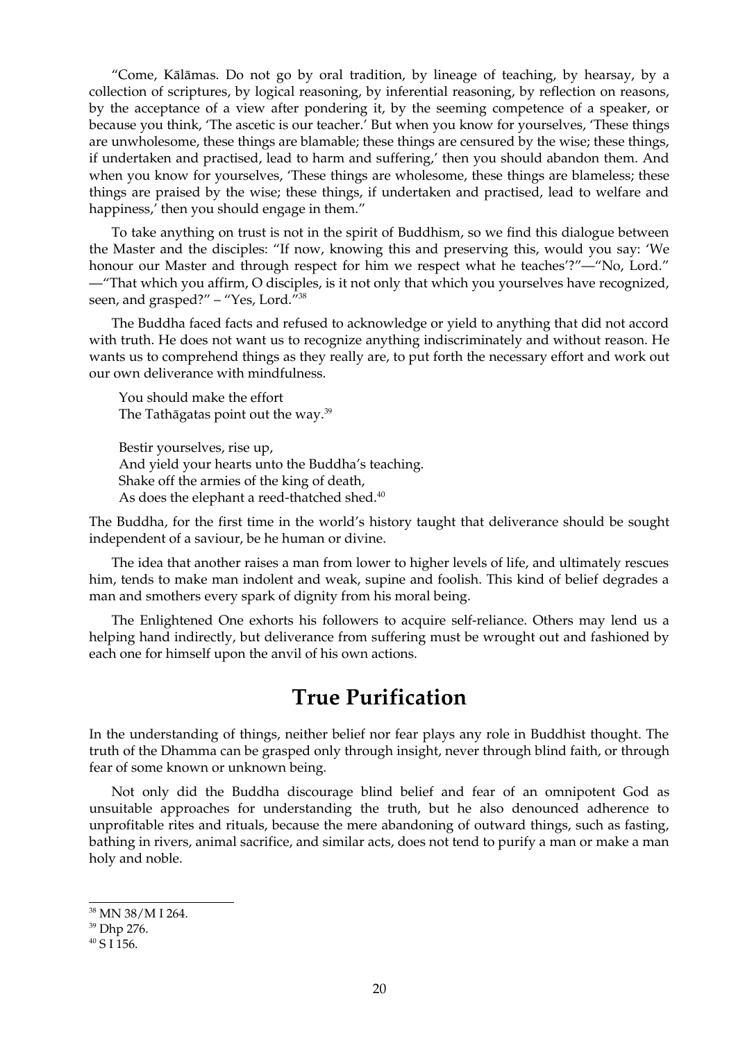"Come, Kālāmas. Do not go by oral tradition, by lineage of teaching, by hearsay, by a collection of scriptures, by logical reasoning, by inferential reasoning, by reflection on reasons, by the acceptance of a view after pondering it, by the seeming competence of a speaker, or because you think, 'The ascetic is our teacher.' But when you know for yourselves, 'These things are unwholesome, these things are blamable; these things are censured by the wise; these things, if undertaken and practised, lead to harm and suffering,' then you should abandon them. And when you know for yourselves, 'These things are wholesome, these things are blameless; these things are praised by the wise; these things, if undertaken and practised, lead to welfare and happiness,' then you should engage in them."

To take anything on trust is not in the spirit of Buddhism, so we find this dialogue between the Master and the disciples: "If now, knowing this and preserving this, would you say: 'We honour our Master and through respect for him we respect what he teaches'?"—"No, Lord." —"That which you affirm, O disciples, is it not only that which you yourselves have recognized, seen, and grasped?" – "Yes, Lord."[38]

The Buddha faced facts and refused to acknowledge or yield to anything that did not accord with truth. He does not want us to recognize anything indiscriminately and without reason. He wants us to comprehend things as they really are, to put forth the necessary effort and work out our own deliverance with mindfulness.

> You should make the effort
> The Tathāgatas point out the way.[39]
>
> Bestir yourselves, rise up,
> And yield your hearts unto the Buddha's teaching.
> Shake off the armies of the king of death,
> As does the elephant a reed-thatched shed.[40]

The Buddha, for the first time in the world's history taught that deliverance should be sought independent of a saviour, be he human or divine.

The idea that another raises a man from lower to higher levels of life, and ultimately rescues him, tends to make man indolent and weak, supine and foolish. This kind of belief degrades a man and smothers every spark of dignity from his moral being.

The Enlightened One exhorts his followers to acquire self-reliance. Others may lend us a helping hand indirectly, but deliverance from suffering must be wrought out and fashioned by each one for himself upon the anvil of his own actions.

## True Purification

In the understanding of things, neither belief nor fear plays any role in Buddhist thought. The truth of the Dhamma can be grasped only through insight, never through blind faith, or through fear of some known or unknown being.

Not only did the Buddha discourage blind belief and fear of an omnipotent God as unsuitable approaches for understanding the truth, but he also denounced adherence to unprofitable rites and rituals, because the mere abandoning of outward things, such as fasting, bathing in rivers, animal sacrifice, and similar acts, does not tend to purify a man or make a man holy and noble.

---

[38] MN 38/M I 264.

[39] Dhp 276.

[40] S I 156.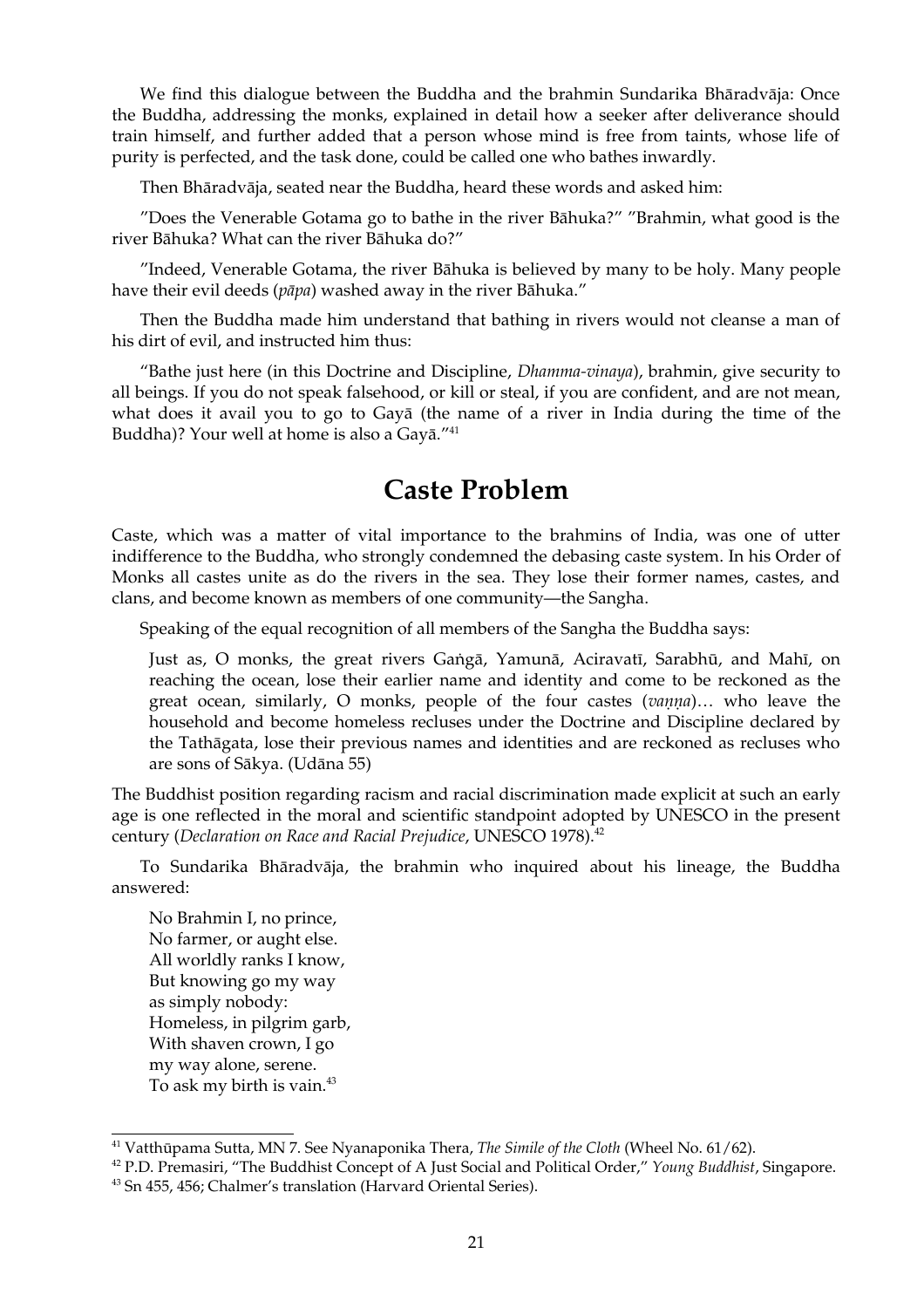We find this dialogue between the Buddha and the brahmin Sundarika Bhāradvāja: Once the Buddha, addressing the monks, explained in detail how a seeker after deliverance should train himself, and further added that a person whose mind is free from taints, whose life of purity is perfected, and the task done, could be called one who bathes inwardly.

Then Bhāradvāja, seated near the Buddha, heard these words and asked him:

"Does the Venerable Gotama go to bathe in the river Bāhuka?" "Brahmin, what good is the river Bāhuka? What can the river Bāhuka do?"

"Indeed, Venerable Gotama, the river Bāhuka is believed by many to be holy. Many people have their evil deeds (*pāpa*) washed away in the river Bāhuka."

Then the Buddha made him understand that bathing in rivers would not cleanse a man of his dirt of evil, and instructed him thus:

"Bathe just here (in this Doctrine and Discipline, *Dhamma-vinaya*), brahmin, give security to all beings. If you do not speak falsehood, or kill or steal, if you are confident, and are not mean, what does it avail you to go to Gayā (the name of a river in India during the time of the Buddha)? Your well at home is also a Gayā."[41]

## Caste Problem

Caste, which was a matter of vital importance to the brahmins of India, was one of utter indifference to the Buddha, who strongly condemned the debasing caste system. In his Order of Monks all castes unite as do the rivers in the sea. They lose their former names, castes, and clans, and become known as members of one community—the Sangha.

Speaking of the equal recognition of all members of the Sangha the Buddha says:

> Just as, O monks, the great rivers Gaṅgā, Yamunā, Aciravatī, Sarabhū, and Mahī, on reaching the ocean, lose their earlier name and identity and come to be reckoned as the great ocean, similarly, O monks, people of the four castes (*vaṇṇa*)… who leave the household and become homeless recluses under the Doctrine and Discipline declared by the Tathāgata, lose their previous names and identities and are reckoned as recluses who are sons of Sākya. (Udāna 55)

The Buddhist position regarding racism and racial discrimination made explicit at such an early age is one reflected in the moral and scientific standpoint adopted by UNESCO in the present century (*Declaration on Race and Racial Prejudice*, UNESCO 1978).[42]

To Sundarika Bhāradvāja, the brahmin who inquired about his lineage, the Buddha answered:

> No Brahmin I, no prince,
> No farmer, or aught else.
> All worldly ranks I know,
> But knowing go my way
> as simply nobody:
> Homeless, in pilgrim garb,
> With shaven crown, I go
> my way alone, serene.
> To ask my birth is vain.[43]

[41] Vatthūpama Sutta, MN 7. See Nyanaponika Thera, *The Simile of the Cloth* (Wheel No. 61/62).

[42] P.D. Premasiri, "The Buddhist Concept of A Just Social and Political Order," *Young Buddhist*, Singapore.

[43] Sn 455, 456; Chalmer's translation (Harvard Oriental Series).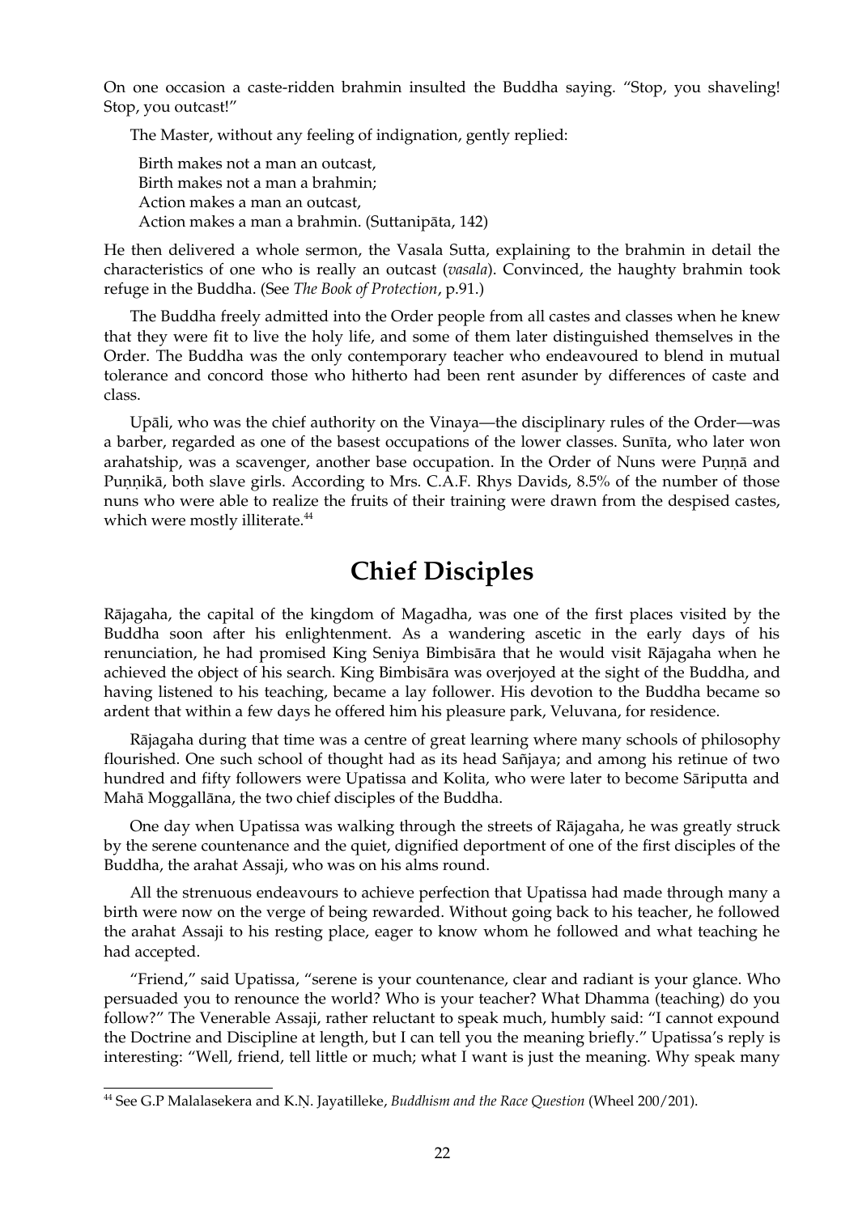On one occasion a caste-ridden brahmin insulted the Buddha saying. "Stop, you shaveling! Stop, you outcast!"

The Master, without any feeling of indignation, gently replied:

> Birth makes not a man an outcast,
> Birth makes not a man a brahmin;
> Action makes a man an outcast,
> Action makes a man a brahmin. (Suttanipāta, 142)

He then delivered a whole sermon, the Vasala Sutta, explaining to the brahmin in detail the characteristics of one who is really an outcast (*vasala*). Convinced, the haughty brahmin took refuge in the Buddha. (See *The Book of Protection*, p.91.)

The Buddha freely admitted into the Order people from all castes and classes when he knew that they were fit to live the holy life, and some of them later distinguished themselves in the Order. The Buddha was the only contemporary teacher who endeavoured to blend in mutual tolerance and concord those who hitherto had been rent asunder by differences of caste and class.

Upāli, who was the chief authority on the Vinaya—the disciplinary rules of the Order—was a barber, regarded as one of the basest occupations of the lower classes. Sunīta, who later won arahatship, was a scavenger, another base occupation. In the Order of Nuns were Puṇṇā and Puṇṇikā, both slave girls. According to Mrs. C.A.F. Rhys Davids, 8.5% of the number of those nuns who were able to realize the fruits of their training were drawn from the despised castes, which were mostly illiterate.[44]

# Chief Disciples

Rājagaha, the capital of the kingdom of Magadha, was one of the first places visited by the Buddha soon after his enlightenment. As a wandering ascetic in the early days of his renunciation, he had promised King Seniya Bimbisāra that he would visit Rājagaha when he achieved the object of his search. King Bimbisāra was overjoyed at the sight of the Buddha, and having listened to his teaching, became a lay follower. His devotion to the Buddha became so ardent that within a few days he offered him his pleasure park, Veluvana, for residence.

Rājagaha during that time was a centre of great learning where many schools of philosophy flourished. One such school of thought had as its head Sañjaya; and among his retinue of two hundred and fifty followers were Upatissa and Kolita, who were later to become Sāriputta and Mahā Moggallāna, the two chief disciples of the Buddha.

One day when Upatissa was walking through the streets of Rājagaha, he was greatly struck by the serene countenance and the quiet, dignified deportment of one of the first disciples of the Buddha, the arahat Assaji, who was on his alms round.

All the strenuous endeavours to achieve perfection that Upatissa had made through many a birth were now on the verge of being rewarded. Without going back to his teacher, he followed the arahat Assaji to his resting place, eager to know whom he followed and what teaching he had accepted.

"Friend," said Upatissa, "serene is your countenance, clear and radiant is your glance. Who persuaded you to renounce the world? Who is your teacher? What Dhamma (teaching) do you follow?" The Venerable Assaji, rather reluctant to speak much, humbly said: "I cannot expound the Doctrine and Discipline at length, but I can tell you the meaning briefly." Upatissa's reply is interesting: "Well, friend, tell little or much; what I want is just the meaning. Why speak many

---

[44] See G.P Malalasekera and K.Ṇ. Jayatilleke, *Buddhism and the Race Question* (Wheel 200/201).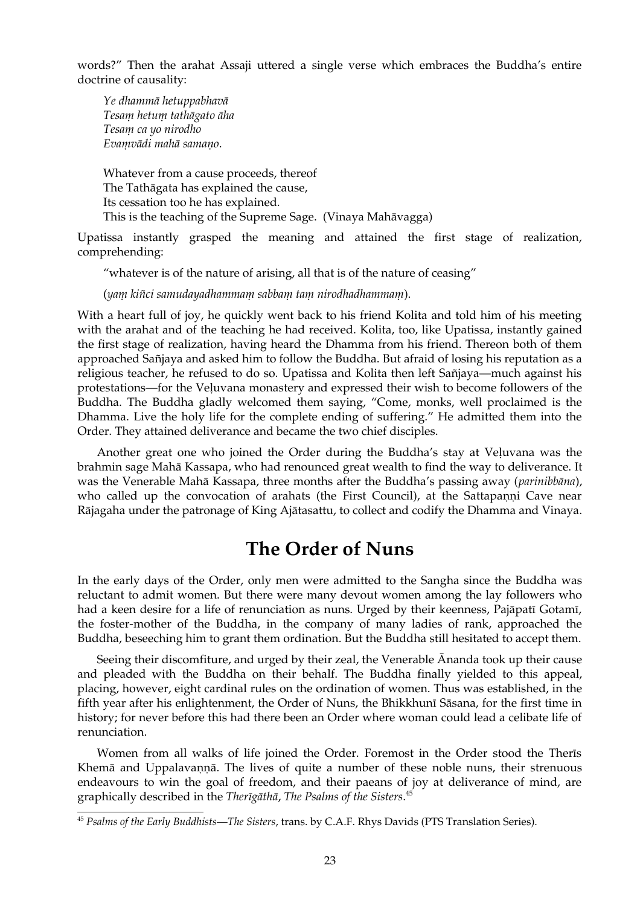words?" Then the arahat Assaji uttered a single verse which embraces the Buddha's entire doctrine of causality:

*Ye dhammā hetuppabhavā*
*Tesaṃ hetuṃ tathāgato āha*
*Tesaṃ ca yo nirodho*
*Evaṃvādi mahā samaṇo.*

Whatever from a cause proceeds, thereof
The Tathāgata has explained the cause,
Its cessation too he has explained.
This is the teaching of the Supreme Sage. (Vinaya Mahāvagga)

Upatissa instantly grasped the meaning and attained the first stage of realization, comprehending:

"whatever is of the nature of arising, all that is of the nature of ceasing"

(*yaṃ kiñci samudayadhammaṃ sabbaṃ taṃ nirodhadhammaṃ*).

With a heart full of joy, he quickly went back to his friend Kolita and told him of his meeting with the arahat and of the teaching he had received. Kolita, too, like Upatissa, instantly gained the first stage of realization, having heard the Dhamma from his friend. Thereon both of them approached Sañjaya and asked him to follow the Buddha. But afraid of losing his reputation as a religious teacher, he refused to do so. Upatissa and Kolita then left Sañjaya—much against his protestations—for the Veḷuvana monastery and expressed their wish to become followers of the Buddha. The Buddha gladly welcomed them saying, "Come, monks, well proclaimed is the Dhamma. Live the holy life for the complete ending of suffering." He admitted them into the Order. They attained deliverance and became the two chief disciples.

Another great one who joined the Order during the Buddha's stay at Veḷuvana was the brahmin sage Mahā Kassapa, who had renounced great wealth to find the way to deliverance. It was the Venerable Mahā Kassapa, three months after the Buddha's passing away (*parinibbāna*), who called up the convocation of arahats (the First Council), at the Sattapaṇṇi Cave near Rājagaha under the patronage of King Ajātasattu, to collect and codify the Dhamma and Vinaya.

## The Order of Nuns

In the early days of the Order, only men were admitted to the Sangha since the Buddha was reluctant to admit women. But there were many devout women among the lay followers who had a keen desire for a life of renunciation as nuns. Urged by their keenness, Pajāpatī Gotamī, the foster-mother of the Buddha, in the company of many ladies of rank, approached the Buddha, beseeching him to grant them ordination. But the Buddha still hesitated to accept them.

Seeing their discomfiture, and urged by their zeal, the Venerable Ānanda took up their cause and pleaded with the Buddha on their behalf. The Buddha finally yielded to this appeal, placing, however, eight cardinal rules on the ordination of women. Thus was established, in the fifth year after his enlightenment, the Order of Nuns, the Bhikkhunī Sāsana, for the first time in history; for never before this had there been an Order where woman could lead a celibate life of renunciation.

Women from all walks of life joined the Order. Foremost in the Order stood the Therīs Khemā and Uppalavaṇṇā. The lives of quite a number of these noble nuns, their strenuous endeavours to win the goal of freedom, and their paeans of joy at deliverance of mind, are graphically described in the *Therīgāthā*, *The Psalms of the Sisters*.[45]

---

[45] *Psalms of the Early Buddhists—The Sisters*, trans. by C.A.F. Rhys Davids (PTS Translation Series).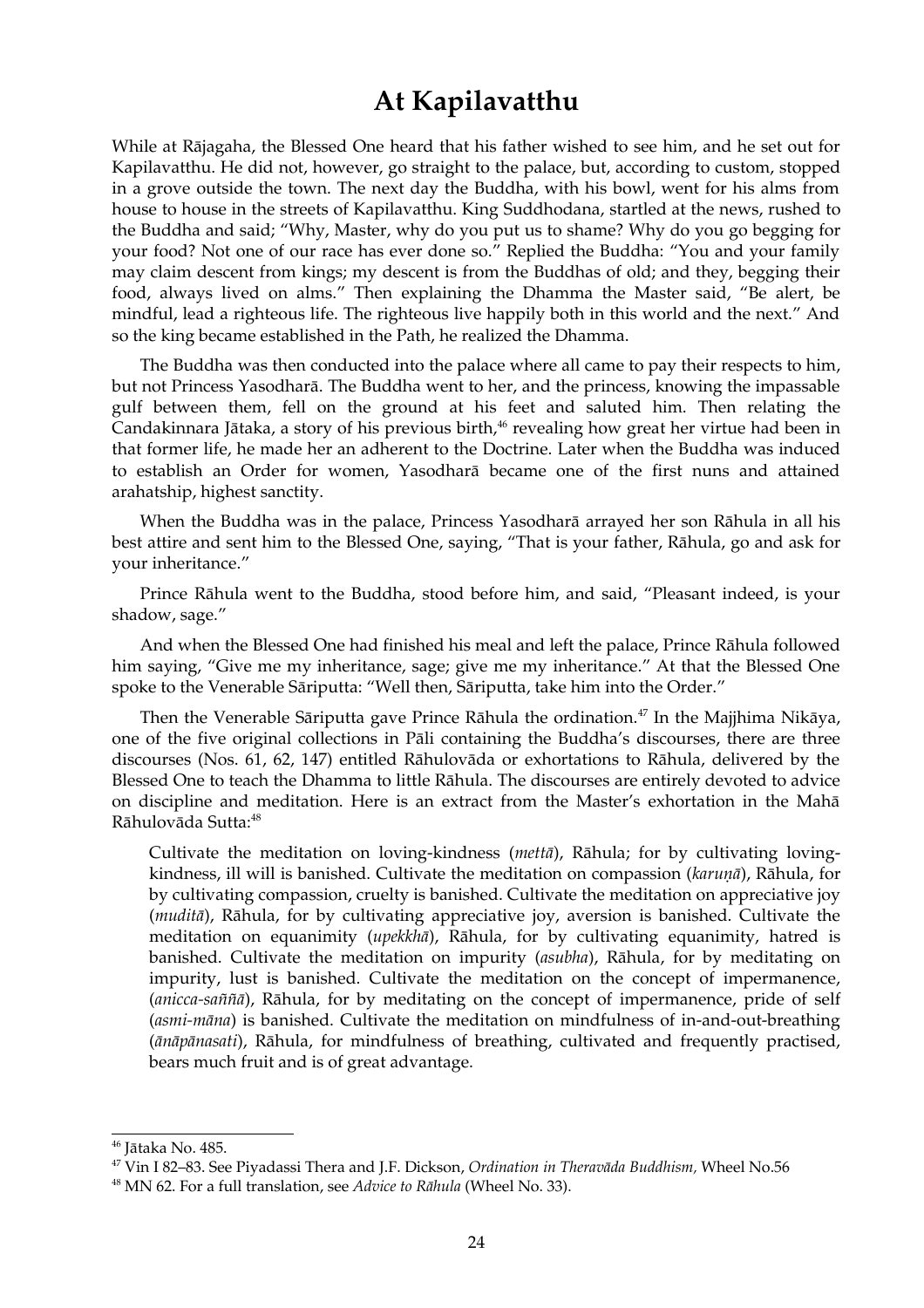# At Kapilavatthu

While at Rājagaha, the Blessed One heard that his father wished to see him, and he set out for Kapilavatthu. He did not, however, go straight to the palace, but, according to custom, stopped in a grove outside the town. The next day the Buddha, with his bowl, went for his alms from house to house in the streets of Kapilavatthu. King Suddhodana, startled at the news, rushed to the Buddha and said; "Why, Master, why do you put us to shame? Why do you go begging for your food? Not one of our race has ever done so." Replied the Buddha: "You and your family may claim descent from kings; my descent is from the Buddhas of old; and they, begging their food, always lived on alms." Then explaining the Dhamma the Master said, "Be alert, be mindful, lead a righteous life. The righteous live happily both in this world and the next." And so the king became established in the Path, he realized the Dhamma.

The Buddha was then conducted into the palace where all came to pay their respects to him, but not Princess Yasodharā. The Buddha went to her, and the princess, knowing the impassable gulf between them, fell on the ground at his feet and saluted him. Then relating the Candakinnara Jātaka, a story of his previous birth,[46] revealing how great her virtue had been in that former life, he made her an adherent to the Doctrine. Later when the Buddha was induced to establish an Order for women, Yasodharā became one of the first nuns and attained arahatship, highest sanctity.

When the Buddha was in the palace, Princess Yasodharā arrayed her son Rāhula in all his best attire and sent him to the Blessed One, saying, "That is your father, Rāhula, go and ask for your inheritance."

Prince Rāhula went to the Buddha, stood before him, and said, "Pleasant indeed, is your shadow, sage."

And when the Blessed One had finished his meal and left the palace, Prince Rāhula followed him saying, "Give me my inheritance, sage; give me my inheritance." At that the Blessed One spoke to the Venerable Sāriputta: "Well then, Sāriputta, take him into the Order."

Then the Venerable Sāriputta gave Prince Rāhula the ordination.[47] In the Majjhima Nikāya, one of the five original collections in Pāli containing the Buddha's discourses, there are three discourses (Nos. 61, 62, 147) entitled Rāhulovāda or exhortations to Rāhula, delivered by the Blessed One to teach the Dhamma to little Rāhula. The discourses are entirely devoted to advice on discipline and meditation. Here is an extract from the Master's exhortation in the Mahā Rāhulovāda Sutta:[48]

> Cultivate the meditation on loving-kindness (*mettā*), Rāhula; for by cultivating loving-kindness, ill will is banished. Cultivate the meditation on compassion (*karuṇā*), Rāhula, for by cultivating compassion, cruelty is banished. Cultivate the meditation on appreciative joy (*muditā*), Rāhula, for by cultivating appreciative joy, aversion is banished. Cultivate the meditation on equanimity (*upekkhā*), Rāhula, for by cultivating equanimity, hatred is banished. Cultivate the meditation on impurity (*asubha*), Rāhula, for by meditating on impurity, lust is banished. Cultivate the meditation on the concept of impermanence, (*anicca-saññā*), Rāhula, for by meditating on the concept of impermanence, pride of self (*asmi-māna*) is banished. Cultivate the meditation on mindfulness of in-and-out-breathing (*ānāpānasati*), Rāhula, for mindfulness of breathing, cultivated and frequently practised, bears much fruit and is of great advantage.

---

[46] Jātaka No. 485.

[47] Vin I 82–83. See Piyadassi Thera and J.F. Dickson, *Ordination in Theravāda Buddhism,* Wheel No.56

[48] MN 62. For a full translation, see *Advice to Rāhula* (Wheel No. 33).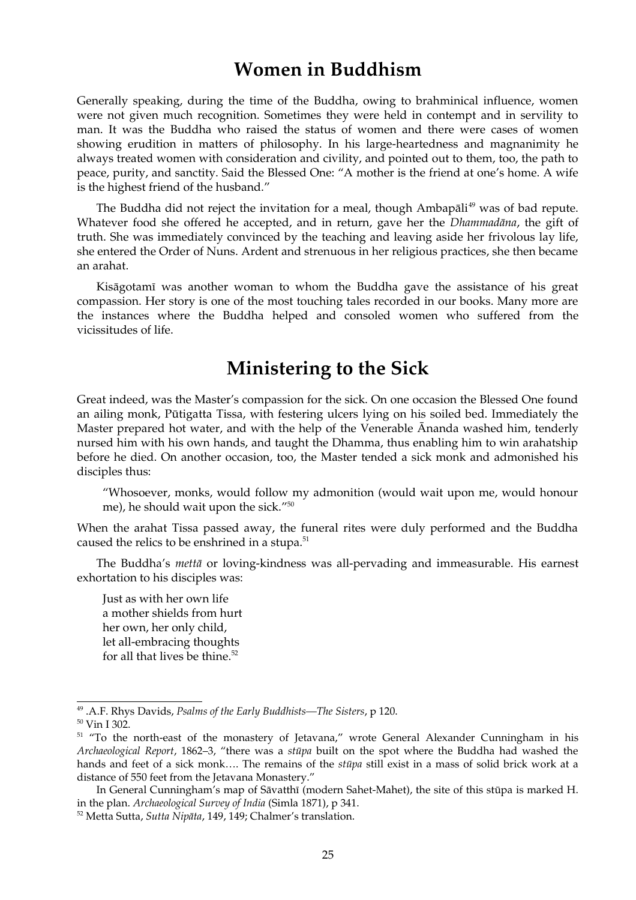## Women in Buddhism

Generally speaking, during the time of the Buddha, owing to brahminical influence, women were not given much recognition. Sometimes they were held in contempt and in servility to man. It was the Buddha who raised the status of women and there were cases of women showing erudition in matters of philosophy. In his large-heartedness and magnanimity he always treated women with consideration and civility, and pointed out to them, too, the path to peace, purity, and sanctity. Said the Blessed One: "A mother is the friend at one's home. A wife is the highest friend of the husband."

The Buddha did not reject the invitation for a meal, though Ambapāli[49] was of bad repute. Whatever food she offered he accepted, and in return, gave her the *Dhammadāna*, the gift of truth. She was immediately convinced by the teaching and leaving aside her frivolous lay life, she entered the Order of Nuns. Ardent and strenuous in her religious practices, she then became an arahat.

Kisāgotamī was another woman to whom the Buddha gave the assistance of his great compassion. Her story is one of the most touching tales recorded in our books. Many more are the instances where the Buddha helped and consoled women who suffered from the vicissitudes of life.

## Ministering to the Sick

Great indeed, was the Master's compassion for the sick. On one occasion the Blessed One found an ailing monk, Pūtigatta Tissa, with festering ulcers lying on his soiled bed. Immediately the Master prepared hot water, and with the help of the Venerable Ānanda washed him, tenderly nursed him with his own hands, and taught the Dhamma, thus enabling him to win arahatship before he died. On another occasion, too, the Master tended a sick monk and admonished his disciples thus:

> "Whosoever, monks, would follow my admonition (would wait upon me, would honour me), he should wait upon the sick."[50]

When the arahat Tissa passed away, the funeral rites were duly performed and the Buddha caused the relics to be enshrined in a stupa.[51]

The Buddha's *mettā* or loving-kindness was all-pervading and immeasurable. His earnest exhortation to his disciples was:

> Just as with her own life
> a mother shields from hurt
> her own, her only child,
> let all-embracing thoughts
> for all that lives be thine.[52]

---

[49] .A.F. Rhys Davids, *Psalms of the Early Buddhists—The Sisters*, p 120.

[50] Vin I 302.

[51] "To the north-east of the monastery of Jetavana," wrote General Alexander Cunningham in his *Archaeological Report*, 1862–3, "there was a *stūpa* built on the spot where the Buddha had washed the hands and feet of a sick monk…. The remains of the *stūpa* still exist in a mass of solid brick work at a distance of 550 feet from the Jetavana Monastery."

In General Cunningham's map of Sāvatthī (modern Sahet-Mahet), the site of this stūpa is marked H. in the plan. *Archaeological Survey of India* (Simla 1871), p 341.

[52] Metta Sutta, *Sutta Nipāta*, 149, 149; Chalmer's translation.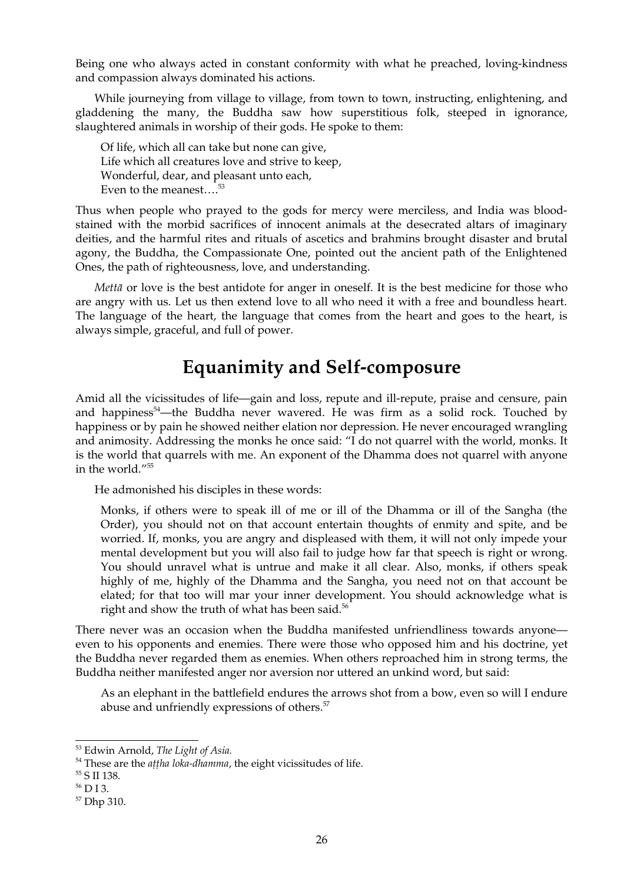Being one who always acted in constant conformity with what he preached, loving-kindness and compassion always dominated his actions.

While journeying from village to village, from town to town, instructing, enlightening, and gladdening the many, the Buddha saw how superstitious folk, steeped in ignorance, slaughtered animals in worship of their gods. He spoke to them:

> Of life, which all can take but none can give,
> Life which all creatures love and strive to keep,
> Wonderful, dear, and pleasant unto each,
> Even to the meanest….[53]

Thus when people who prayed to the gods for mercy were merciless, and India was blood-stained with the morbid sacrifices of innocent animals at the desecrated altars of imaginary deities, and the harmful rites and rituals of ascetics and brahmins brought disaster and brutal agony, the Buddha, the Compassionate One, pointed out the ancient path of the Enlightened Ones, the path of righteousness, love, and understanding.

*Mettā* or love is the best antidote for anger in oneself. It is the best medicine for those who are angry with us. Let us then extend love to all who need it with a free and boundless heart. The language of the heart, the language that comes from the heart and goes to the heart, is always simple, graceful, and full of power.

## Equanimity and Self-composure

Amid all the vicissitudes of life—gain and loss, repute and ill-repute, praise and censure, pain and happiness[54]—the Buddha never wavered. He was firm as a solid rock. Touched by happiness or by pain he showed neither elation nor depression. He never encouraged wrangling and animosity. Addressing the monks he once said: "I do not quarrel with the world, monks. It is the world that quarrels with me. An exponent of the Dhamma does not quarrel with anyone in the world."[55]

He admonished his disciples in these words:

> Monks, if others were to speak ill of me or ill of the Dhamma or ill of the Sangha (the Order), you should not on that account entertain thoughts of enmity and spite, and be worried. If, monks, you are angry and displeased with them, it will not only impede your mental development but you will also fail to judge how far that speech is right or wrong. You should unravel what is untrue and make it all clear. Also, monks, if others speak highly of me, highly of the Dhamma and the Sangha, you need not on that account be elated; for that too will mar your inner development. You should acknowledge what is right and show the truth of what has been said.[56]

There never was an occasion when the Buddha manifested unfriendliness towards anyone—even to his opponents and enemies. There were those who opposed him and his doctrine, yet the Buddha never regarded them as enemies. When others reproached him in strong terms, the Buddha neither manifested anger nor aversion nor uttered an unkind word, but said:

> As an elephant in the battlefield endures the arrows shot from a bow, even so will I endure abuse and unfriendly expressions of others.[57]

---

[53] Edwin Arnold, *The Light of Asia.*

[54] These are the *aṭṭha loka-dhamma*, the eight vicissitudes of life.

[55] S II 138.

[56] D I 3.

[57] Dhp 310.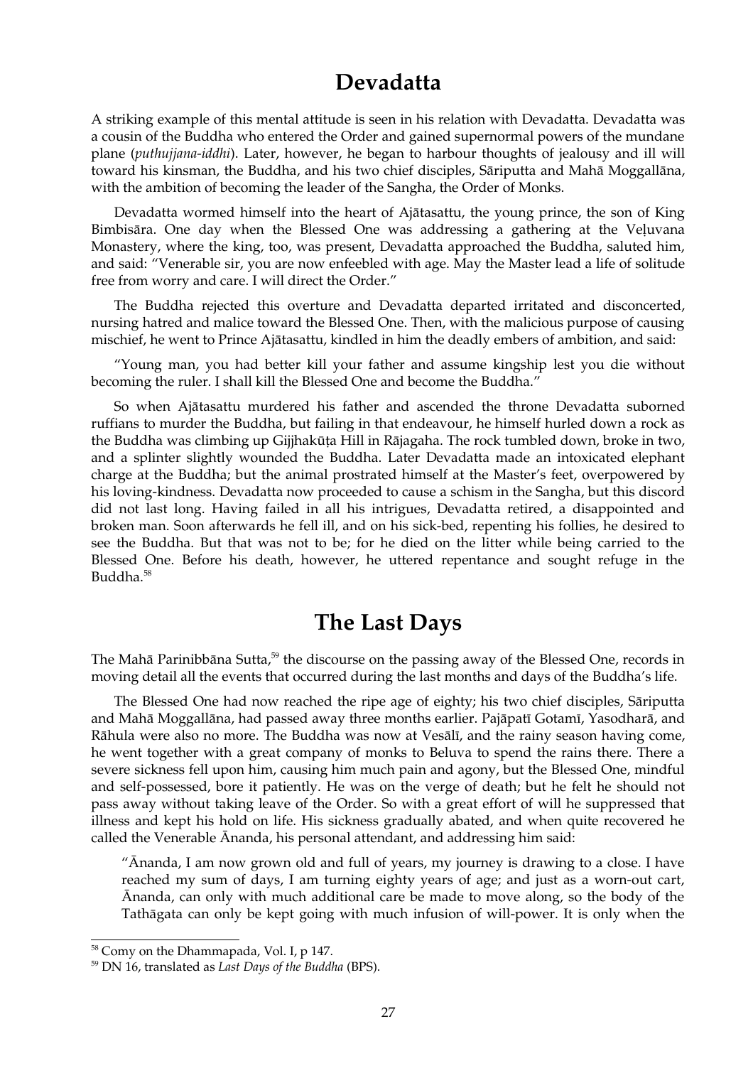## Devadatta

A striking example of this mental attitude is seen in his relation with Devadatta. Devadatta was a cousin of the Buddha who entered the Order and gained supernormal powers of the mundane plane (*puthujjana-iddhi*). Later, however, he began to harbour thoughts of jealousy and ill will toward his kinsman, the Buddha, and his two chief disciples, Sāriputta and Mahā Moggallāna, with the ambition of becoming the leader of the Sangha, the Order of Monks.

Devadatta wormed himself into the heart of Ajātasattu, the young prince, the son of King Bimbisāra. One day when the Blessed One was addressing a gathering at the Veḷuvana Monastery, where the king, too, was present, Devadatta approached the Buddha, saluted him, and said: "Venerable sir, you are now enfeebled with age. May the Master lead a life of solitude free from worry and care. I will direct the Order."

The Buddha rejected this overture and Devadatta departed irritated and disconcerted, nursing hatred and malice toward the Blessed One. Then, with the malicious purpose of causing mischief, he went to Prince Ajātasattu, kindled in him the deadly embers of ambition, and said:

"Young man, you had better kill your father and assume kingship lest you die without becoming the ruler. I shall kill the Blessed One and become the Buddha."

So when Ajātasattu murdered his father and ascended the throne Devadatta suborned ruffians to murder the Buddha, but failing in that endeavour, he himself hurled down a rock as the Buddha was climbing up Gijjhakūṭa Hill in Rājagaha. The rock tumbled down, broke in two, and a splinter slightly wounded the Buddha. Later Devadatta made an intoxicated elephant charge at the Buddha; but the animal prostrated himself at the Master's feet, overpowered by his loving-kindness. Devadatta now proceeded to cause a schism in the Sangha, but this discord did not last long. Having failed in all his intrigues, Devadatta retired, a disappointed and broken man. Soon afterwards he fell ill, and on his sick-bed, repenting his follies, he desired to see the Buddha. But that was not to be; for he died on the litter while being carried to the Blessed One. Before his death, however, he uttered repentance and sought refuge in the Buddha.[58]

## The Last Days

The Mahā Parinibbāna Sutta,[59] the discourse on the passing away of the Blessed One, records in moving detail all the events that occurred during the last months and days of the Buddha's life.

The Blessed One had now reached the ripe age of eighty; his two chief disciples, Sāriputta and Mahā Moggallāna, had passed away three months earlier. Pajāpatī Gotamī, Yasodharā, and Rāhula were also no more. The Buddha was now at Vesālī, and the rainy season having come, he went together with a great company of monks to Beluva to spend the rains there. There a severe sickness fell upon him, causing him much pain and agony, but the Blessed One, mindful and self-possessed, bore it patiently. He was on the verge of death; but he felt he should not pass away without taking leave of the Order. So with a great effort of will he suppressed that illness and kept his hold on life. His sickness gradually abated, and when quite recovered he called the Venerable Ānanda, his personal attendant, and addressing him said:

> "Ānanda, I am now grown old and full of years, my journey is drawing to a close. I have reached my sum of days, I am turning eighty years of age; and just as a worn-out cart, Ānanda, can only with much additional care be made to move along, so the body of the Tathāgata can only be kept going with much infusion of will-power. It is only when the

---

[58] Comy on the Dhammapada, Vol. I, p 147.

[59] DN 16, translated as *Last Days of the Buddha* (BPS).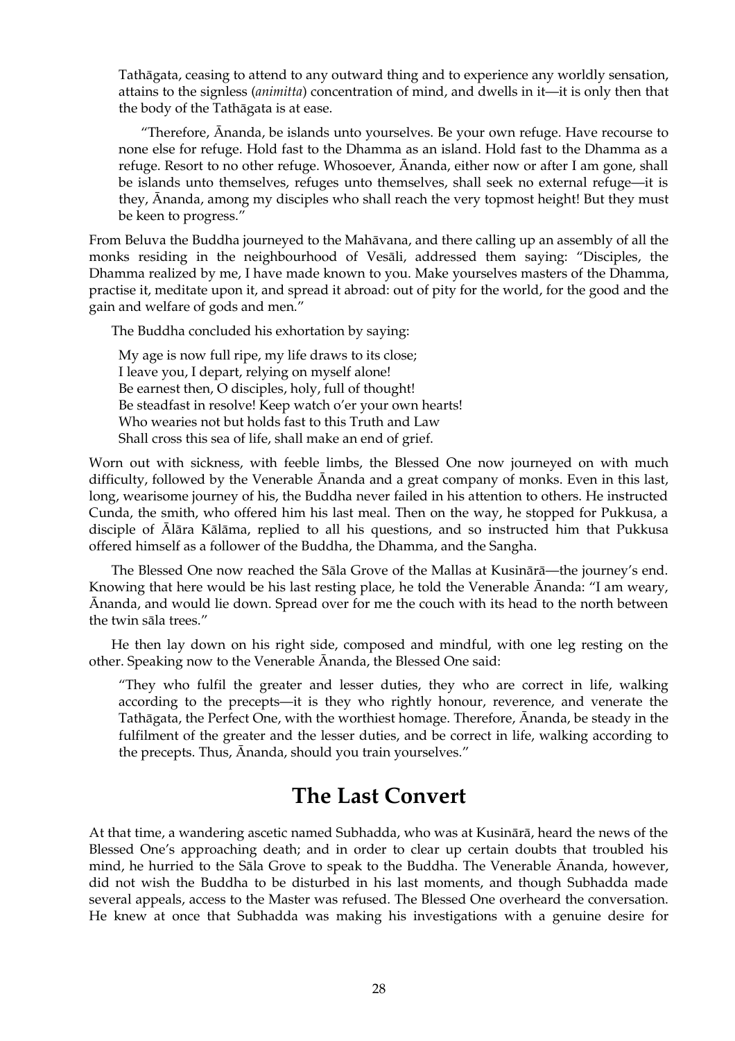Tathāgata, ceasing to attend to any outward thing and to experience any worldly sensation, attains to the signless (*animitta*) concentration of mind, and dwells in it—it is only then that the body of the Tathāgata is at ease.

> "Therefore, Ānanda, be islands unto yourselves. Be your own refuge. Have recourse to none else for refuge. Hold fast to the Dhamma as an island. Hold fast to the Dhamma as a refuge. Resort to no other refuge. Whosoever, Ānanda, either now or after I am gone, shall be islands unto themselves, refuges unto themselves, shall seek no external refuge—it is they, Ānanda, among my disciples who shall reach the very topmost height! But they must be keen to progress."

From Beluva the Buddha journeyed to the Mahāvana, and there calling up an assembly of all the monks residing in the neighbourhood of Vesāli, addressed them saying: "Disciples, the Dhamma realized by me, I have made known to you. Make yourselves masters of the Dhamma, practise it, meditate upon it, and spread it abroad: out of pity for the world, for the good and the gain and welfare of gods and men."

The Buddha concluded his exhortation by saying:

> My age is now full ripe, my life draws to its close;
> I leave you, I depart, relying on myself alone!
> Be earnest then, O disciples, holy, full of thought!
> Be steadfast in resolve! Keep watch o'er your own hearts!
> Who wearies not but holds fast to this Truth and Law
> Shall cross this sea of life, shall make an end of grief.

Worn out with sickness, with feeble limbs, the Blessed One now journeyed on with much difficulty, followed by the Venerable Ānanda and a great company of monks. Even in this last, long, wearisome journey of his, the Buddha never failed in his attention to others. He instructed Cunda, the smith, who offered him his last meal. Then on the way, he stopped for Pukkusa, a disciple of Ālāra Kālāma, replied to all his questions, and so instructed him that Pukkusa offered himself as a follower of the Buddha, the Dhamma, and the Sangha.

The Blessed One now reached the Sāla Grove of the Mallas at Kusinārā—the journey's end. Knowing that here would be his last resting place, he told the Venerable Ānanda: "I am weary, Ānanda, and would lie down. Spread over for me the couch with its head to the north between the twin sāla trees."

He then lay down on his right side, composed and mindful, with one leg resting on the other. Speaking now to the Venerable Ānanda, the Blessed One said:

> "They who fulfil the greater and lesser duties, they who are correct in life, walking according to the precepts—it is they who rightly honour, reverence, and venerate the Tathāgata, the Perfect One, with the worthiest homage. Therefore, Ānanda, be steady in the fulfilment of the greater and the lesser duties, and be correct in life, walking according to the precepts. Thus, Ānanda, should you train yourselves."

## The Last Convert

At that time, a wandering ascetic named Subhadda, who was at Kusinārā, heard the news of the Blessed One's approaching death; and in order to clear up certain doubts that troubled his mind, he hurried to the Sāla Grove to speak to the Buddha. The Venerable Ānanda, however, did not wish the Buddha to be disturbed in his last moments, and though Subhadda made several appeals, access to the Master was refused. The Blessed One overheard the conversation. He knew at once that Subhadda was making his investigations with a genuine desire for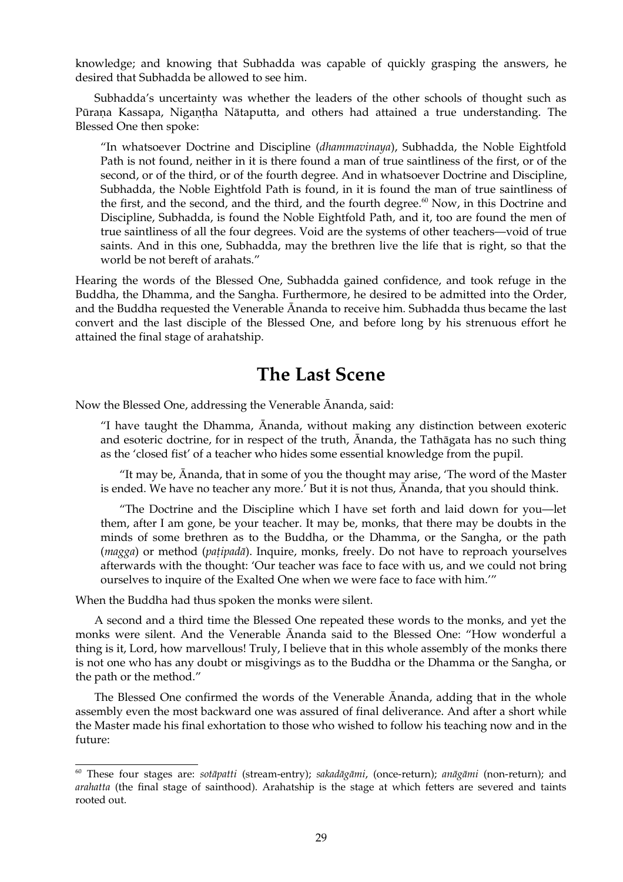knowledge; and knowing that Subhadda was capable of quickly grasping the answers, he desired that Subhadda be allowed to see him.

Subhadda's uncertainty was whether the leaders of the other schools of thought such as Pūraṇa Kassapa, Nigaṇṭha Nātaputta, and others had attained a true understanding. The Blessed One then spoke:

> "In whatsoever Doctrine and Discipline (*dhammavinaya*), Subhadda, the Noble Eightfold Path is not found, neither in it is there found a man of true saintliness of the first, or of the second, or of the third, or of the fourth degree. And in whatsoever Doctrine and Discipline, Subhadda, the Noble Eightfold Path is found, in it is found the man of true saintliness of the first, and the second, and the third, and the fourth degree.[60] Now, in this Doctrine and Discipline, Subhadda, is found the Noble Eightfold Path, and it, too are found the men of true saintliness of all the four degrees. Void are the systems of other teachers—void of true saints. And in this one, Subhadda, may the brethren live the life that is right, so that the world be not bereft of arahats."

Hearing the words of the Blessed One, Subhadda gained confidence, and took refuge in the Buddha, the Dhamma, and the Sangha. Furthermore, he desired to be admitted into the Order, and the Buddha requested the Venerable Ānanda to receive him. Subhadda thus became the last convert and the last disciple of the Blessed One, and before long by his strenuous effort he attained the final stage of arahatship.

## The Last Scene

Now the Blessed One, addressing the Venerable Ānanda, said:

> "I have taught the Dhamma, Ānanda, without making any distinction between exoteric and esoteric doctrine, for in respect of the truth, Ānanda, the Tathāgata has no such thing as the 'closed fist' of a teacher who hides some essential knowledge from the pupil.
>
> "It may be, Ānanda, that in some of you the thought may arise, 'The word of the Master is ended. We have no teacher any more.' But it is not thus, Ānanda, that you should think.
>
> "The Doctrine and the Discipline which I have set forth and laid down for you—let them, after I am gone, be your teacher. It may be, monks, that there may be doubts in the minds of some brethren as to the Buddha, or the Dhamma, or the Sangha, or the path (*magga*) or method (*paṭipadā*). Inquire, monks, freely. Do not have to reproach yourselves afterwards with the thought: 'Our teacher was face to face with us, and we could not bring ourselves to inquire of the Exalted One when we were face to face with him.'"

When the Buddha had thus spoken the monks were silent.

A second and a third time the Blessed One repeated these words to the monks, and yet the monks were silent. And the Venerable Ānanda said to the Blessed One: "How wonderful a thing is it, Lord, how marvellous! Truly, I believe that in this whole assembly of the monks there is not one who has any doubt or misgivings as to the Buddha or the Dhamma or the Sangha, or the path or the method."

The Blessed One confirmed the words of the Venerable Ānanda, adding that in the whole assembly even the most backward one was assured of final deliverance. And after a short while the Master made his final exhortation to those who wished to follow his teaching now and in the future:

---

[60] These four stages are: *sotāpatti* (stream-entry); *sakadāgāmi*, (once-return); *anāgāmi* (non-return); and *arahatta* (the final stage of sainthood). Arahatship is the stage at which fetters are severed and taints rooted out.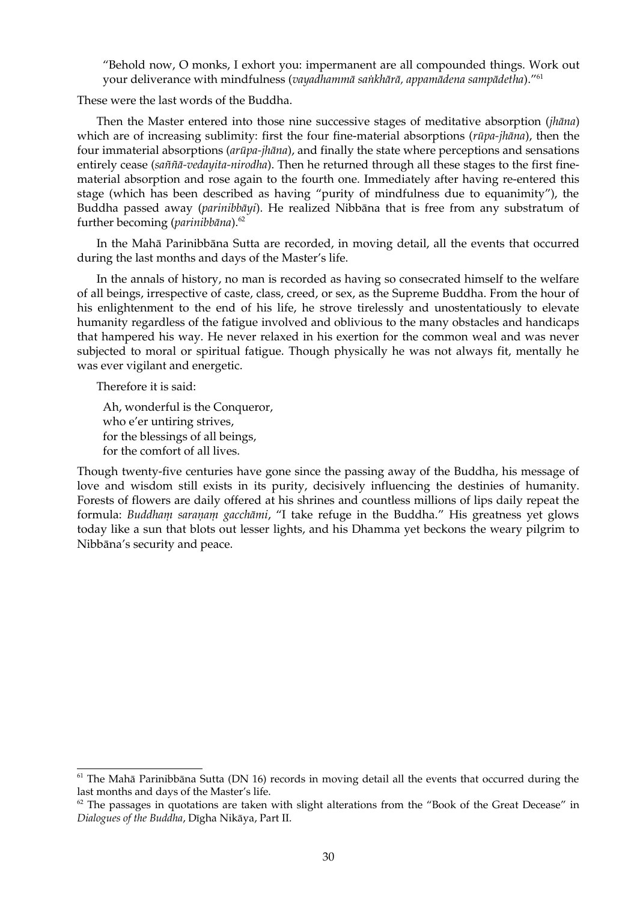> "Behold now, O monks, I exhort you: impermanent are all compounded things. Work out your deliverance with mindfulness (*vayadhammā saṅkhārā, appamādena sampādetha*)."[61]

These were the last words of the Buddha.

Then the Master entered into those nine successive stages of meditative absorption (*jhāna*) which are of increasing sublimity: first the four fine-material absorptions (*rūpa-jhāna*), then the four immaterial absorptions (*arūpa-jhāna*), and finally the state where perceptions and sensations entirely cease (*saññā-vedayita-nirodha*). Then he returned through all these stages to the first fine-material absorption and rose again to the fourth one. Immediately after having re-entered this stage (which has been described as having "purity of mindfulness due to equanimity"), the Buddha passed away (*parinibbāyi*). He realized Nibbāna that is free from any substratum of further becoming (*parinibbāna*).[62]

In the Mahā Parinibbāna Sutta are recorded, in moving detail, all the events that occurred during the last months and days of the Master's life.

In the annals of history, no man is recorded as having so consecrated himself to the welfare of all beings, irrespective of caste, class, creed, or sex, as the Supreme Buddha. From the hour of his enlightenment to the end of his life, he strove tirelessly and unostentatiously to elevate humanity regardless of the fatigue involved and oblivious to the many obstacles and handicaps that hampered his way. He never relaxed in his exertion for the common weal and was never subjected to moral or spiritual fatigue. Though physically he was not always fit, mentally he was ever vigilant and energetic.

Therefore it is said:

> Ah, wonderful is the Conqueror,
> who e'er untiring strives,
> for the blessings of all beings,
> for the comfort of all lives.

Though twenty-five centuries have gone since the passing away of the Buddha, his message of love and wisdom still exists in its purity, decisively influencing the destinies of humanity. Forests of flowers are daily offered at his shrines and countless millions of lips daily repeat the formula: *Buddhaṃ saraṇaṃ gacchāmi*, "I take refuge in the Buddha." His greatness yet glows today like a sun that blots out lesser lights, and his Dhamma yet beckons the weary pilgrim to Nibbāna's security and peace.

---

[61] The Mahā Parinibbāna Sutta (DN 16) records in moving detail all the events that occurred during the last months and days of the Master's life.

[62] The passages in quotations are taken with slight alterations from the "Book of the Great Decease" in *Dialogues of the Buddha*, Dīgha Nikāya, Part II.